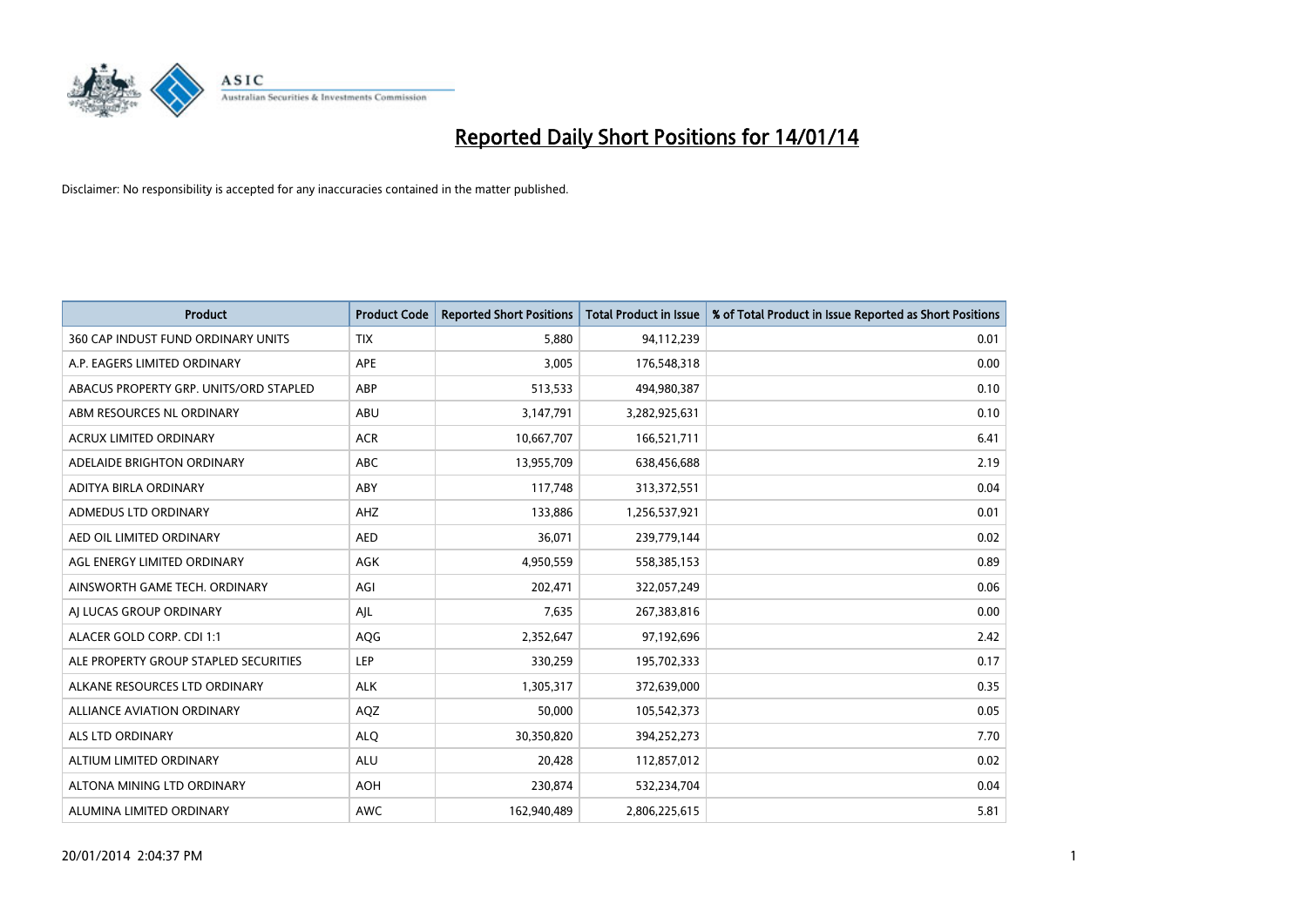# Reported Daily Short Positions for 14/01/14

Disclaimer: No responsibility is accepted for any inaccuracies contained in the matter published.

| Product | Product Code | Reported Short Positions | Total Product in Issue | % of Total Product in Issue Reported as Short Positions |
|---|---|---|---|---|
| 360 CAP INDUST FUND ORDINARY UNITS | TIX | 5,880 | 94,112,239 | 0.01 |
| A.P. EAGERS LIMITED ORDINARY | APE | 3,005 | 176,548,318 | 0.00 |
| ABACUS PROPERTY GRP. UNITS/ORD STAPLED | ABP | 513,533 | 494,980,387 | 0.10 |
| ABM RESOURCES NL ORDINARY | ABU | 3,147,791 | 3,282,925,631 | 0.10 |
| ACRUX LIMITED ORDINARY | ACR | 10,667,707 | 166,521,711 | 6.41 |
| ADELAIDE BRIGHTON ORDINARY | ABC | 13,955,709 | 638,456,688 | 2.19 |
| ADITYA BIRLA ORDINARY | ABY | 117,748 | 313,372,551 | 0.04 |
| ADMEDUS LTD ORDINARY | AHZ | 133,886 | 1,256,537,921 | 0.01 |
| AED OIL LIMITED ORDINARY | AED | 36,071 | 239,779,144 | 0.02 |
| AGL ENERGY LIMITED ORDINARY | AGK | 4,950,559 | 558,385,153 | 0.89 |
| AINSWORTH GAME TECH. ORDINARY | AGI | 202,471 | 322,057,249 | 0.06 |
| AJ LUCAS GROUP ORDINARY | AJL | 7,635 | 267,383,816 | 0.00 |
| ALACER GOLD CORP. CDI 1:1 | AQG | 2,352,647 | 97,192,696 | 2.42 |
| ALE PROPERTY GROUP STAPLED SECURITIES | LEP | 330,259 | 195,702,333 | 0.17 |
| ALKANE RESOURCES LTD ORDINARY | ALK | 1,305,317 | 372,639,000 | 0.35 |
| ALLIANCE AVIATION ORDINARY | AQZ | 50,000 | 105,542,373 | 0.05 |
| ALS LTD ORDINARY | ALQ | 30,350,820 | 394,252,273 | 7.70 |
| ALTIUM LIMITED ORDINARY | ALU | 20,428 | 112,857,012 | 0.02 |
| ALTONA MINING LTD ORDINARY | AOH | 230,874 | 532,234,704 | 0.04 |
| ALUMINA LIMITED ORDINARY | AWC | 162,940,489 | 2,806,225,615 | 5.81 |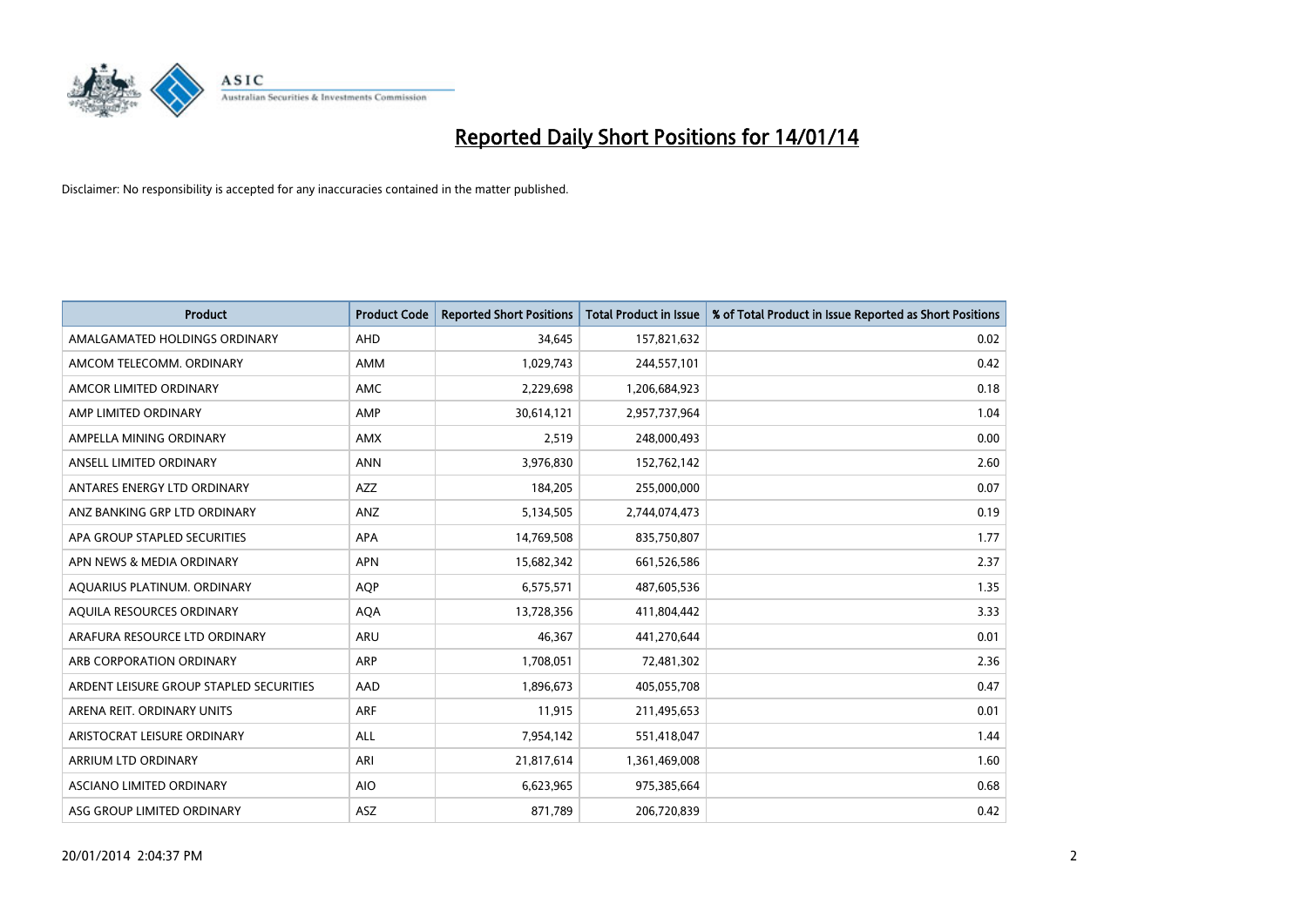# Reported Daily Short Positions for 14/01/14

Disclaimer: No responsibility is accepted for any inaccuracies contained in the matter published.

| Product | Product Code | Reported Short Positions | Total Product in Issue | % of Total Product in Issue Reported as Short Positions |
|---|---|---|---|---|
| AMALGAMATED HOLDINGS ORDINARY | AHD | 34,645 | 157,821,632 | 0.02 |
| AMCOM TELECOMM. ORDINARY | AMM | 1,029,743 | 244,557,101 | 0.42 |
| AMCOR LIMITED ORDINARY | AMC | 2,229,698 | 1,206,684,923 | 0.18 |
| AMP LIMITED ORDINARY | AMP | 30,614,121 | 2,957,737,964 | 1.04 |
| AMPELLA MINING ORDINARY | AMX | 2,519 | 248,000,493 | 0.00 |
| ANSELL LIMITED ORDINARY | ANN | 3,976,830 | 152,762,142 | 2.60 |
| ANTARES ENERGY LTD ORDINARY | AZZ | 184,205 | 255,000,000 | 0.07 |
| ANZ BANKING GRP LTD ORDINARY | ANZ | 5,134,505 | 2,744,074,473 | 0.19 |
| APA GROUP STAPLED SECURITIES | APA | 14,769,508 | 835,750,807 | 1.77 |
| APN NEWS & MEDIA ORDINARY | APN | 15,682,342 | 661,526,586 | 2.37 |
| AQUARIUS PLATINUM. ORDINARY | AQP | 6,575,571 | 487,605,536 | 1.35 |
| AQUILA RESOURCES ORDINARY | AQA | 13,728,356 | 411,804,442 | 3.33 |
| ARAFURA RESOURCE LTD ORDINARY | ARU | 46,367 | 441,270,644 | 0.01 |
| ARB CORPORATION ORDINARY | ARP | 1,708,051 | 72,481,302 | 2.36 |
| ARDENT LEISURE GROUP STAPLED SECURITIES | AAD | 1,896,673 | 405,055,708 | 0.47 |
| ARENA REIT. ORDINARY UNITS | ARF | 11,915 | 211,495,653 | 0.01 |
| ARISTOCRAT LEISURE ORDINARY | ALL | 7,954,142 | 551,418,047 | 1.44 |
| ARRIUM LTD ORDINARY | ARI | 21,817,614 | 1,361,469,008 | 1.60 |
| ASCIANO LIMITED ORDINARY | AIO | 6,623,965 | 975,385,664 | 0.68 |
| ASG GROUP LIMITED ORDINARY | ASZ | 871,789 | 206,720,839 | 0.42 |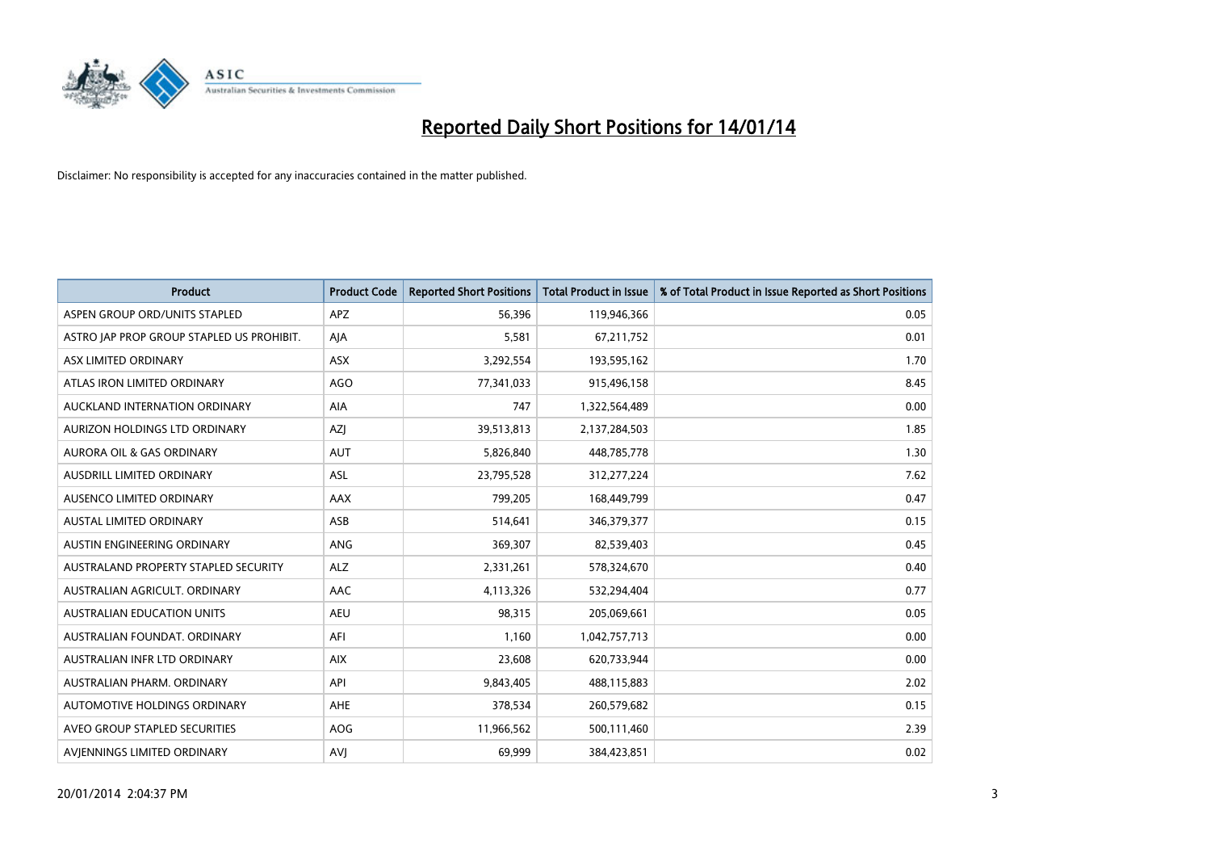# Reported Daily Short Positions for 14/01/14

Disclaimer: No responsibility is accepted for any inaccuracies contained in the matter published.

| Product | Product Code | Reported Short Positions | Total Product in Issue | % of Total Product in Issue Reported as Short Positions |
|---|---|---|---|---|
| ASPEN GROUP ORD/UNITS STAPLED | APZ | 56,396 | 119,946,366 | 0.05 |
| ASTRO JAP PROP GROUP STAPLED US PROHIBIT. | AJA | 5,581 | 67,211,752 | 0.01 |
| ASX LIMITED ORDINARY | ASX | 3,292,554 | 193,595,162 | 1.70 |
| ATLAS IRON LIMITED ORDINARY | AGO | 77,341,033 | 915,496,158 | 8.45 |
| AUCKLAND INTERNATION ORDINARY | AIA | 747 | 1,322,564,489 | 0.00 |
| AURIZON HOLDINGS LTD ORDINARY | AZJ | 39,513,813 | 2,137,284,503 | 1.85 |
| AURORA OIL & GAS ORDINARY | AUT | 5,826,840 | 448,785,778 | 1.30 |
| AUSDRILL LIMITED ORDINARY | ASL | 23,795,528 | 312,277,224 | 7.62 |
| AUSENCO LIMITED ORDINARY | AAX | 799,205 | 168,449,799 | 0.47 |
| AUSTAL LIMITED ORDINARY | ASB | 514,641 | 346,379,377 | 0.15 |
| AUSTIN ENGINEERING ORDINARY | ANG | 369,307 | 82,539,403 | 0.45 |
| AUSTRALAND PROPERTY STAPLED SECURITY | ALZ | 2,331,261 | 578,324,670 | 0.40 |
| AUSTRALIAN AGRICULT. ORDINARY | AAC | 4,113,326 | 532,294,404 | 0.77 |
| AUSTRALIAN EDUCATION UNITS | AEU | 98,315 | 205,069,661 | 0.05 |
| AUSTRALIAN FOUNDAT. ORDINARY | AFI | 1,160 | 1,042,757,713 | 0.00 |
| AUSTRALIAN INFR LTD ORDINARY | AIX | 23,608 | 620,733,944 | 0.00 |
| AUSTRALIAN PHARM. ORDINARY | API | 9,843,405 | 488,115,883 | 2.02 |
| AUTOMOTIVE HOLDINGS ORDINARY | AHE | 378,534 | 260,579,682 | 0.15 |
| AVEO GROUP STAPLED SECURITIES | AOG | 11,966,562 | 500,111,460 | 2.39 |
| AVJENNINGS LIMITED ORDINARY | AVJ | 69,999 | 384,423,851 | 0.02 |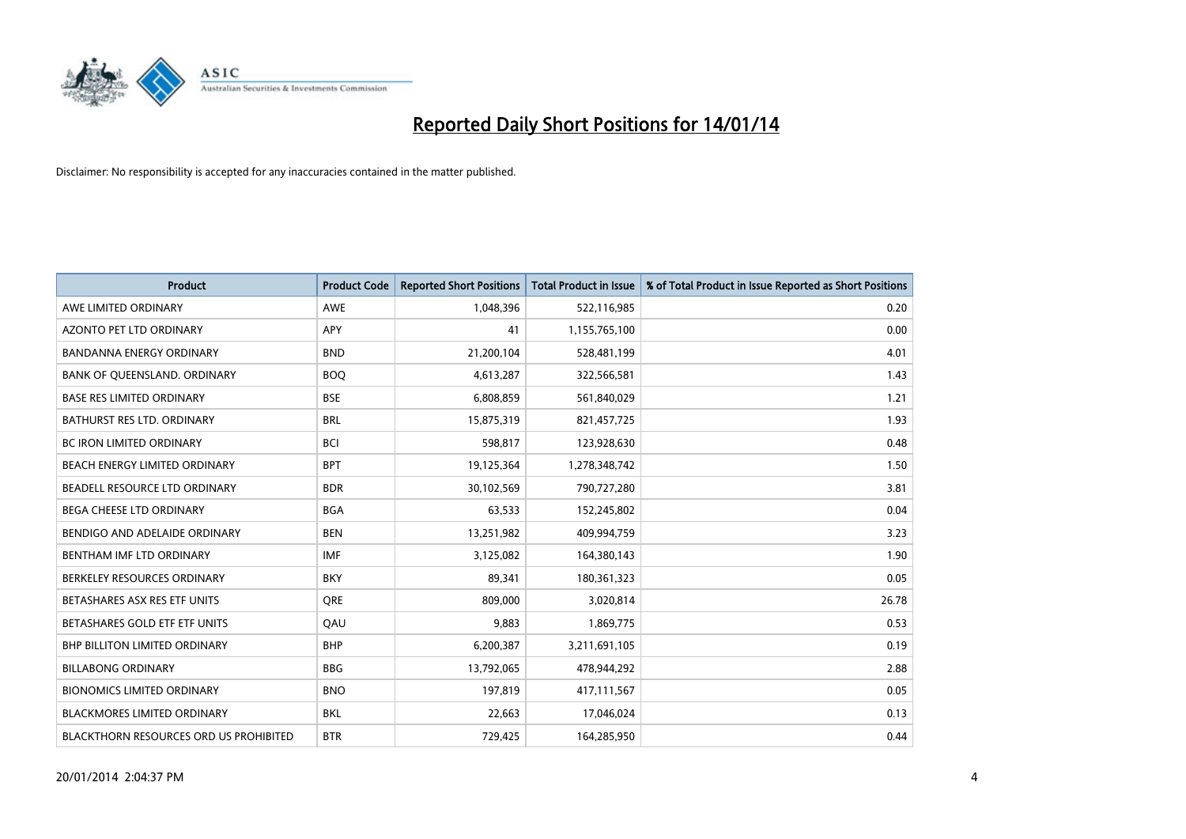# Reported Daily Short Positions for 14/01/14

Disclaimer: No responsibility is accepted for any inaccuracies contained in the matter published.

| Product | Product Code | Reported Short Positions | Total Product in Issue | % of Total Product in Issue Reported as Short Positions |
|---|---|---|---|---|
| AWE LIMITED ORDINARY | AWE | 1,048,396 | 522,116,985 | 0.20 |
| AZONTO PET LTD ORDINARY | APY | 41 | 1,155,765,100 | 0.00 |
| BANDANNA ENERGY ORDINARY | BND | 21,200,104 | 528,481,199 | 4.01 |
| BANK OF QUEENSLAND. ORDINARY | BOQ | 4,613,287 | 322,566,581 | 1.43 |
| BASE RES LIMITED ORDINARY | BSE | 6,808,859 | 561,840,029 | 1.21 |
| BATHURST RES LTD. ORDINARY | BRL | 15,875,319 | 821,457,725 | 1.93 |
| BC IRON LIMITED ORDINARY | BCI | 598,817 | 123,928,630 | 0.48 |
| BEACH ENERGY LIMITED ORDINARY | BPT | 19,125,364 | 1,278,348,742 | 1.50 |
| BEADELL RESOURCE LTD ORDINARY | BDR | 30,102,569 | 790,727,280 | 3.81 |
| BEGA CHEESE LTD ORDINARY | BGA | 63,533 | 152,245,802 | 0.04 |
| BENDIGO AND ADELAIDE ORDINARY | BEN | 13,251,982 | 409,994,759 | 3.23 |
| BENTHAM IMF LTD ORDINARY | IMF | 3,125,082 | 164,380,143 | 1.90 |
| BERKELEY RESOURCES ORDINARY | BKY | 89,341 | 180,361,323 | 0.05 |
| BETASHARES ASX RES ETF UNITS | QRE | 809,000 | 3,020,814 | 26.78 |
| BETASHARES GOLD ETF ETF UNITS | QAU | 9,883 | 1,869,775 | 0.53 |
| BHP BILLITON LIMITED ORDINARY | BHP | 6,200,387 | 3,211,691,105 | 0.19 |
| BILLABONG ORDINARY | BBG | 13,792,065 | 478,944,292 | 2.88 |
| BIONOMICS LIMITED ORDINARY | BNO | 197,819 | 417,111,567 | 0.05 |
| BLACKMORES LIMITED ORDINARY | BKL | 22,663 | 17,046,024 | 0.13 |
| BLACKTHORN RESOURCES ORD US PROHIBITED | BTR | 729,425 | 164,285,950 | 0.44 |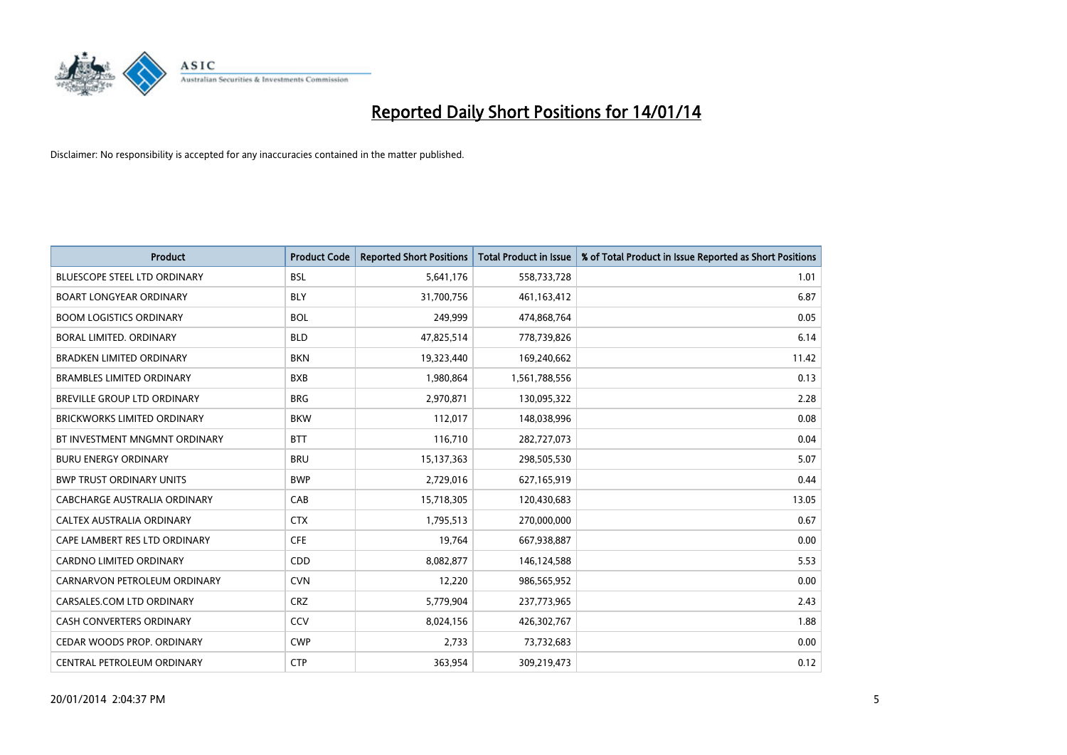# Reported Daily Short Positions for 14/01/14

Disclaimer: No responsibility is accepted for any inaccuracies contained in the matter published.

| Product | Product Code | Reported Short Positions | Total Product in Issue | % of Total Product in Issue Reported as Short Positions |
|---|---|---|---|---|
| BLUESCOPE STEEL LTD ORDINARY | BSL | 5,641,176 | 558,733,728 | 1.01 |
| BOART LONGYEAR ORDINARY | BLY | 31,700,756 | 461,163,412 | 6.87 |
| BOOM LOGISTICS ORDINARY | BOL | 249,999 | 474,868,764 | 0.05 |
| BORAL LIMITED. ORDINARY | BLD | 47,825,514 | 778,739,826 | 6.14 |
| BRADKEN LIMITED ORDINARY | BKN | 19,323,440 | 169,240,662 | 11.42 |
| BRAMBLES LIMITED ORDINARY | BXB | 1,980,864 | 1,561,788,556 | 0.13 |
| BREVILLE GROUP LTD ORDINARY | BRG | 2,970,871 | 130,095,322 | 2.28 |
| BRICKWORKS LIMITED ORDINARY | BKW | 112,017 | 148,038,996 | 0.08 |
| BT INVESTMENT MNGMNT ORDINARY | BTT | 116,710 | 282,727,073 | 0.04 |
| BURU ENERGY ORDINARY | BRU | 15,137,363 | 298,505,530 | 5.07 |
| BWP TRUST ORDINARY UNITS | BWP | 2,729,016 | 627,165,919 | 0.44 |
| CABCHARGE AUSTRALIA ORDINARY | CAB | 15,718,305 | 120,430,683 | 13.05 |
| CALTEX AUSTRALIA ORDINARY | CTX | 1,795,513 | 270,000,000 | 0.67 |
| CAPE LAMBERT RES LTD ORDINARY | CFE | 19,764 | 667,938,887 | 0.00 |
| CARDNO LIMITED ORDINARY | CDD | 8,082,877 | 146,124,588 | 5.53 |
| CARNARVON PETROLEUM ORDINARY | CVN | 12,220 | 986,565,952 | 0.00 |
| CARSALES.COM LTD ORDINARY | CRZ | 5,779,904 | 237,773,965 | 2.43 |
| CASH CONVERTERS ORDINARY | CCV | 8,024,156 | 426,302,767 | 1.88 |
| CEDAR WOODS PROP. ORDINARY | CWP | 2,733 | 73,732,683 | 0.00 |
| CENTRAL PETROLEUM ORDINARY | CTP | 363,954 | 309,219,473 | 0.12 |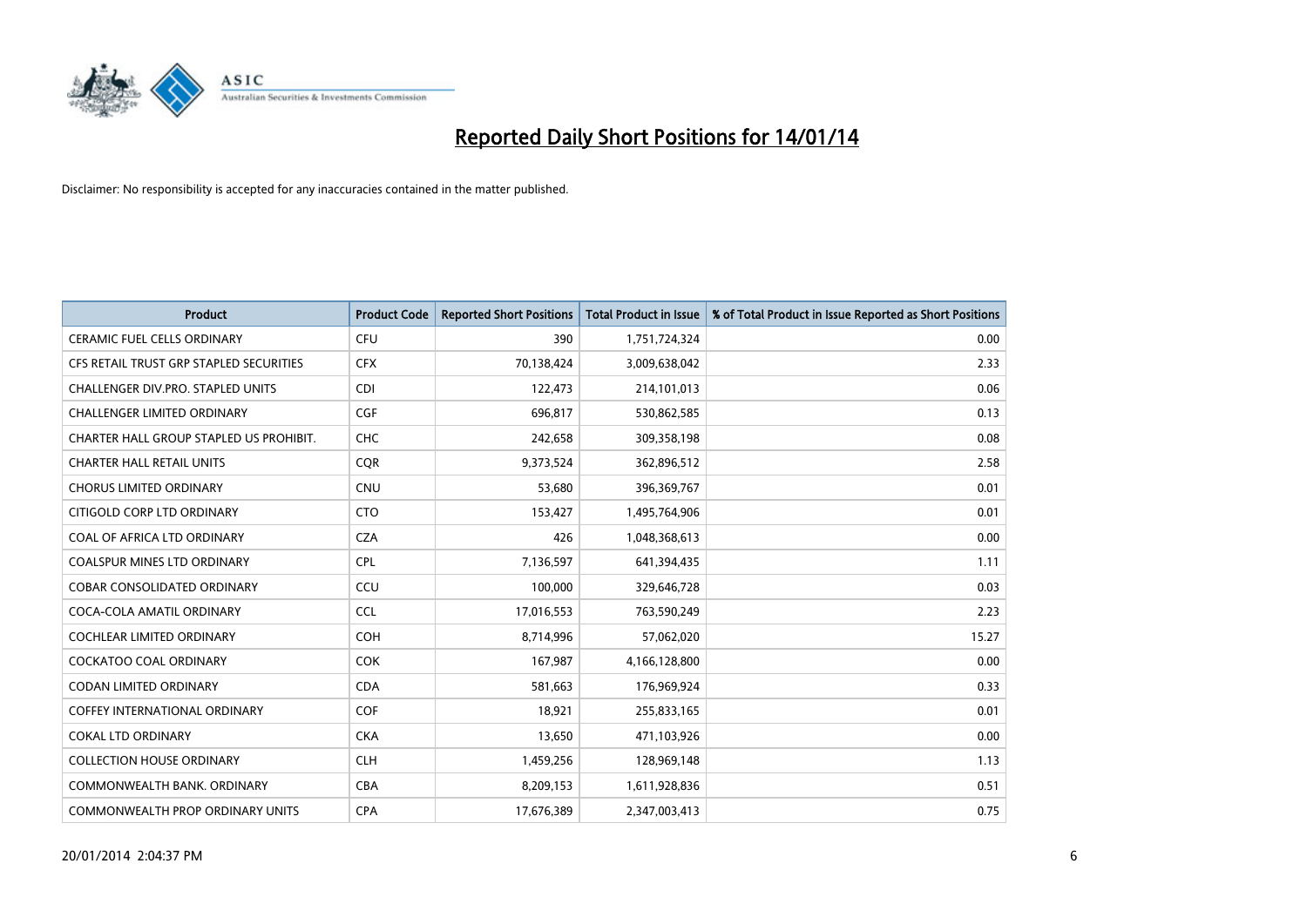# Reported Daily Short Positions for 14/01/14

Disclaimer: No responsibility is accepted for any inaccuracies contained in the matter published.

| Product | Product Code | Reported Short Positions | Total Product in Issue | % of Total Product in Issue Reported as Short Positions |
|---|---|---|---|---|
| CERAMIC FUEL CELLS ORDINARY | CFU | 390 | 1,751,724,324 | 0.00 |
| CFS RETAIL TRUST GRP STAPLED SECURITIES | CFX | 70,138,424 | 3,009,638,042 | 2.33 |
| CHALLENGER DIV.PRO. STAPLED UNITS | CDI | 122,473 | 214,101,013 | 0.06 |
| CHALLENGER LIMITED ORDINARY | CGF | 696,817 | 530,862,585 | 0.13 |
| CHARTER HALL GROUP STAPLED US PROHIBIT. | CHC | 242,658 | 309,358,198 | 0.08 |
| CHARTER HALL RETAIL UNITS | CQR | 9,373,524 | 362,896,512 | 2.58 |
| CHORUS LIMITED ORDINARY | CNU | 53,680 | 396,369,767 | 0.01 |
| CITIGOLD CORP LTD ORDINARY | CTO | 153,427 | 1,495,764,906 | 0.01 |
| COAL OF AFRICA LTD ORDINARY | CZA | 426 | 1,048,368,613 | 0.00 |
| COALSPUR MINES LTD ORDINARY | CPL | 7,136,597 | 641,394,435 | 1.11 |
| COBAR CONSOLIDATED ORDINARY | CCU | 100,000 | 329,646,728 | 0.03 |
| COCA-COLA AMATIL ORDINARY | CCL | 17,016,553 | 763,590,249 | 2.23 |
| COCHLEAR LIMITED ORDINARY | COH | 8,714,996 | 57,062,020 | 15.27 |
| COCKATOO COAL ORDINARY | COK | 167,987 | 4,166,128,800 | 0.00 |
| CODAN LIMITED ORDINARY | CDA | 581,663 | 176,969,924 | 0.33 |
| COFFEY INTERNATIONAL ORDINARY | COF | 18,921 | 255,833,165 | 0.01 |
| COKAL LTD ORDINARY | CKA | 13,650 | 471,103,926 | 0.00 |
| COLLECTION HOUSE ORDINARY | CLH | 1,459,256 | 128,969,148 | 1.13 |
| COMMONWEALTH BANK. ORDINARY | CBA | 8,209,153 | 1,611,928,836 | 0.51 |
| COMMONWEALTH PROP ORDINARY UNITS | CPA | 17,676,389 | 2,347,003,413 | 0.75 |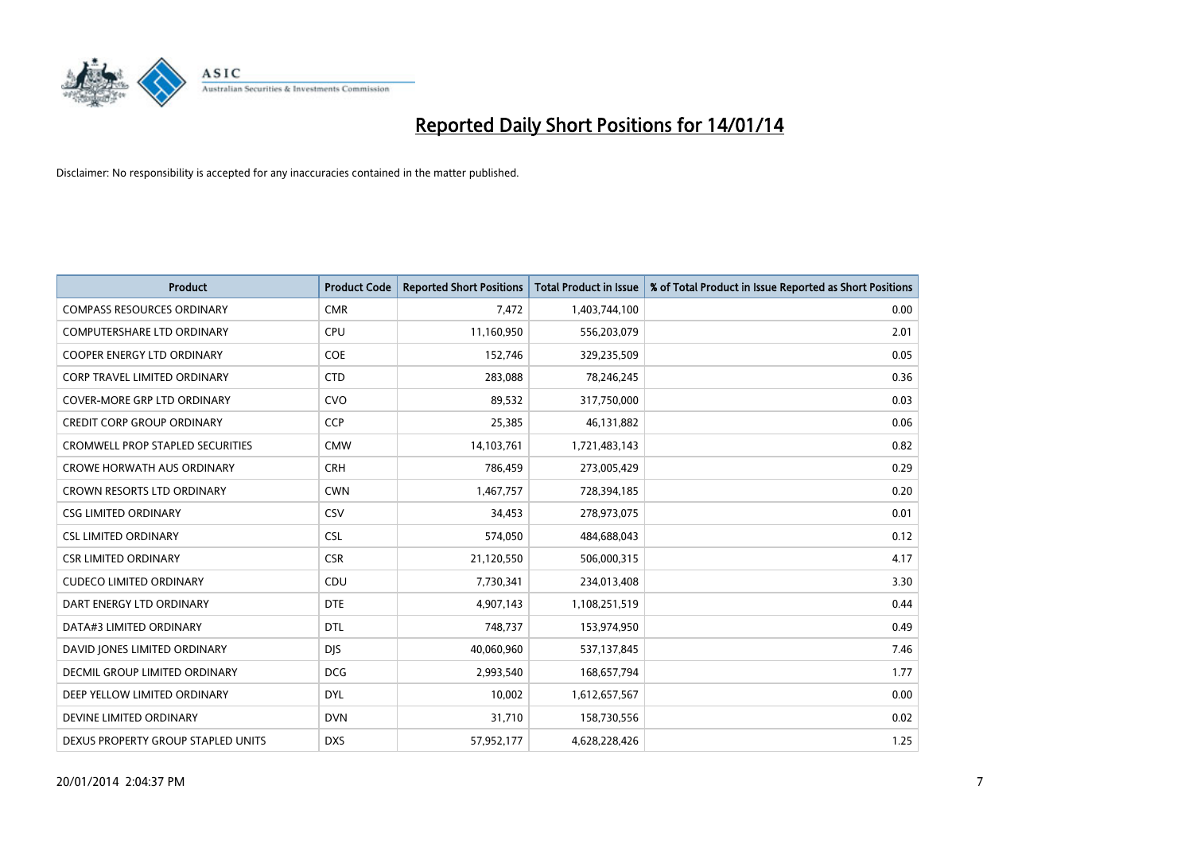# Reported Daily Short Positions for 14/01/14

Disclaimer: No responsibility is accepted for any inaccuracies contained in the matter published.

| Product | Product Code | Reported Short Positions | Total Product in Issue | % of Total Product in Issue Reported as Short Positions |
|---|---|---|---|---|
| COMPASS RESOURCES ORDINARY | CMR | 7,472 | 1,403,744,100 | 0.00 |
| COMPUTERSHARE LTD ORDINARY | CPU | 11,160,950 | 556,203,079 | 2.01 |
| COOPER ENERGY LTD ORDINARY | COE | 152,746 | 329,235,509 | 0.05 |
| CORP TRAVEL LIMITED ORDINARY | CTD | 283,088 | 78,246,245 | 0.36 |
| COVER-MORE GRP LTD ORDINARY | CVO | 89,532 | 317,750,000 | 0.03 |
| CREDIT CORP GROUP ORDINARY | CCP | 25,385 | 46,131,882 | 0.06 |
| CROMWELL PROP STAPLED SECURITIES | CMW | 14,103,761 | 1,721,483,143 | 0.82 |
| CROWE HORWATH AUS ORDINARY | CRH | 786,459 | 273,005,429 | 0.29 |
| CROWN RESORTS LTD ORDINARY | CWN | 1,467,757 | 728,394,185 | 0.20 |
| CSG LIMITED ORDINARY | CSV | 34,453 | 278,973,075 | 0.01 |
| CSL LIMITED ORDINARY | CSL | 574,050 | 484,688,043 | 0.12 |
| CSR LIMITED ORDINARY | CSR | 21,120,550 | 506,000,315 | 4.17 |
| CUDECO LIMITED ORDINARY | CDU | 7,730,341 | 234,013,408 | 3.30 |
| DART ENERGY LTD ORDINARY | DTE | 4,907,143 | 1,108,251,519 | 0.44 |
| DATA#3 LIMITED ORDINARY | DTL | 748,737 | 153,974,950 | 0.49 |
| DAVID JONES LIMITED ORDINARY | DJS | 40,060,960 | 537,137,845 | 7.46 |
| DECMIL GROUP LIMITED ORDINARY | DCG | 2,993,540 | 168,657,794 | 1.77 |
| DEEP YELLOW LIMITED ORDINARY | DYL | 10,002 | 1,612,657,567 | 0.00 |
| DEVINE LIMITED ORDINARY | DVN | 31,710 | 158,730,556 | 0.02 |
| DEXUS PROPERTY GROUP STAPLED UNITS | DXS | 57,952,177 | 4,628,228,426 | 1.25 |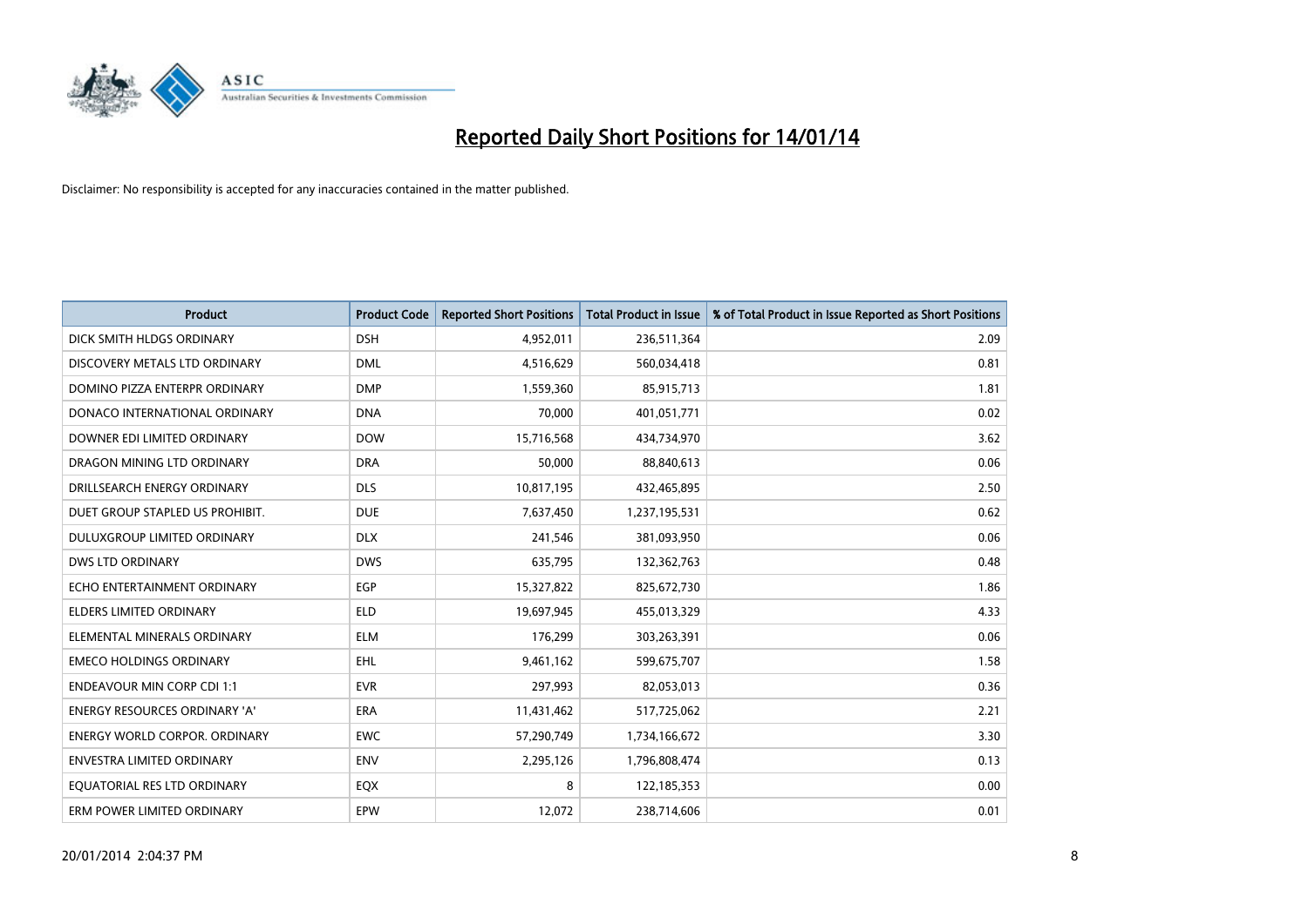# Reported Daily Short Positions for 14/01/14

Disclaimer: No responsibility is accepted for any inaccuracies contained in the matter published.

| Product | Product Code | Reported Short Positions | Total Product in Issue | % of Total Product in Issue Reported as Short Positions |
|---|---|---|---|---|
| DICK SMITH HLDGS ORDINARY | DSH | 4,952,011 | 236,511,364 | 2.09 |
| DISCOVERY METALS LTD ORDINARY | DML | 4,516,629 | 560,034,418 | 0.81 |
| DOMINO PIZZA ENTERPR ORDINARY | DMP | 1,559,360 | 85,915,713 | 1.81 |
| DONACO INTERNATIONAL ORDINARY | DNA | 70,000 | 401,051,771 | 0.02 |
| DOWNER EDI LIMITED ORDINARY | DOW | 15,716,568 | 434,734,970 | 3.62 |
| DRAGON MINING LTD ORDINARY | DRA | 50,000 | 88,840,613 | 0.06 |
| DRILLSEARCH ENERGY ORDINARY | DLS | 10,817,195 | 432,465,895 | 2.50 |
| DUET GROUP STAPLED US PROHIBIT. | DUE | 7,637,450 | 1,237,195,531 | 0.62 |
| DULUXGROUP LIMITED ORDINARY | DLX | 241,546 | 381,093,950 | 0.06 |
| DWS LTD ORDINARY | DWS | 635,795 | 132,362,763 | 0.48 |
| ECHO ENTERTAINMENT ORDINARY | EGP | 15,327,822 | 825,672,730 | 1.86 |
| ELDERS LIMITED ORDINARY | ELD | 19,697,945 | 455,013,329 | 4.33 |
| ELEMENTAL MINERALS ORDINARY | ELM | 176,299 | 303,263,391 | 0.06 |
| EMECO HOLDINGS ORDINARY | EHL | 9,461,162 | 599,675,707 | 1.58 |
| ENDEAVOUR MIN CORP CDI 1:1 | EVR | 297,993 | 82,053,013 | 0.36 |
| ENERGY RESOURCES ORDINARY 'A' | ERA | 11,431,462 | 517,725,062 | 2.21 |
| ENERGY WORLD CORPOR. ORDINARY | EWC | 57,290,749 | 1,734,166,672 | 3.30 |
| ENVESTRA LIMITED ORDINARY | ENV | 2,295,126 | 1,796,808,474 | 0.13 |
| EQUATORIAL RES LTD ORDINARY | EQX | 8 | 122,185,353 | 0.00 |
| ERM POWER LIMITED ORDINARY | EPW | 12,072 | 238,714,606 | 0.01 |

20/01/2014 2:04:37 PM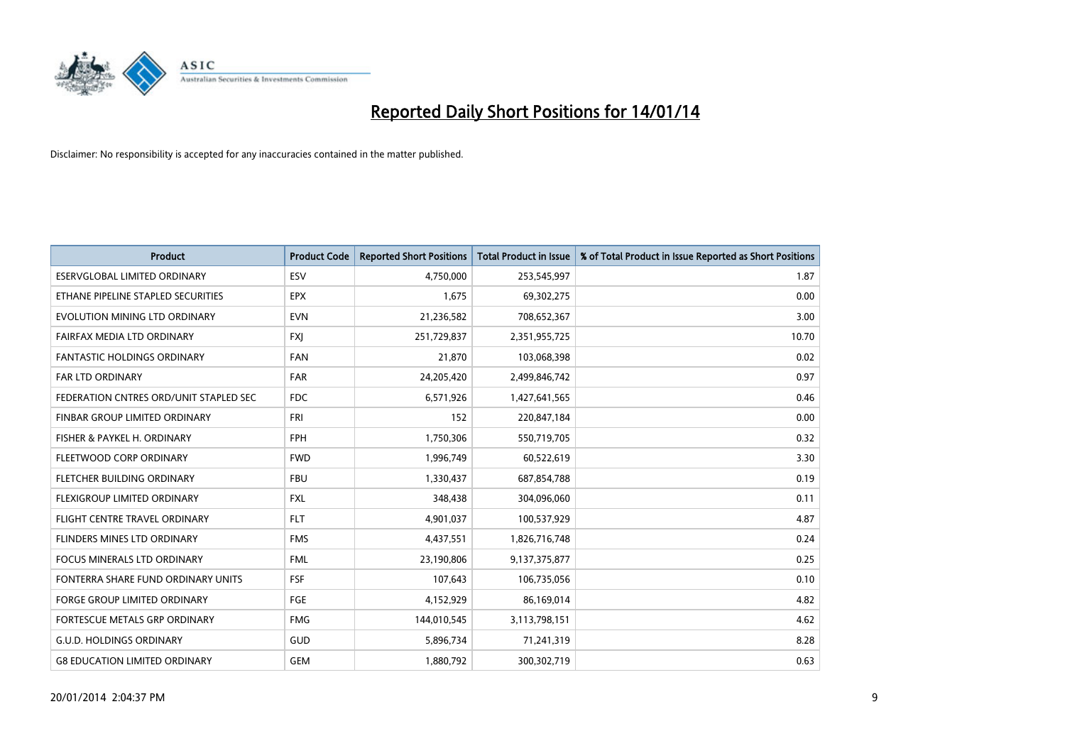# Reported Daily Short Positions for 14/01/14

Disclaimer: No responsibility is accepted for any inaccuracies contained in the matter published.

| Product | Product Code | Reported Short Positions | Total Product in Issue | % of Total Product in Issue Reported as Short Positions |
|---|---|---|---|---|
| ESERVGLOBAL LIMITED ORDINARY | ESV | 4,750,000 | 253,545,997 | 1.87 |
| ETHANE PIPELINE STAPLED SECURITIES | EPX | 1,675 | 69,302,275 | 0.00 |
| EVOLUTION MINING LTD ORDINARY | EVN | 21,236,582 | 708,652,367 | 3.00 |
| FAIRFAX MEDIA LTD ORDINARY | FXJ | 251,729,837 | 2,351,955,725 | 10.70 |
| FANTASTIC HOLDINGS ORDINARY | FAN | 21,870 | 103,068,398 | 0.02 |
| FAR LTD ORDINARY | FAR | 24,205,420 | 2,499,846,742 | 0.97 |
| FEDERATION CNTRES ORD/UNIT STAPLED SEC | FDC | 6,571,926 | 1,427,641,565 | 0.46 |
| FINBAR GROUP LIMITED ORDINARY | FRI | 152 | 220,847,184 | 0.00 |
| FISHER & PAYKEL H. ORDINARY | FPH | 1,750,306 | 550,719,705 | 0.32 |
| FLEETWOOD CORP ORDINARY | FWD | 1,996,749 | 60,522,619 | 3.30 |
| FLETCHER BUILDING ORDINARY | FBU | 1,330,437 | 687,854,788 | 0.19 |
| FLEXIGROUP LIMITED ORDINARY | FXL | 348,438 | 304,096,060 | 0.11 |
| FLIGHT CENTRE TRAVEL ORDINARY | FLT | 4,901,037 | 100,537,929 | 4.87 |
| FLINDERS MINES LTD ORDINARY | FMS | 4,437,551 | 1,826,716,748 | 0.24 |
| FOCUS MINERALS LTD ORDINARY | FML | 23,190,806 | 9,137,375,877 | 0.25 |
| FONTERRA SHARE FUND ORDINARY UNITS | FSF | 107,643 | 106,735,056 | 0.10 |
| FORGE GROUP LIMITED ORDINARY | FGE | 4,152,929 | 86,169,014 | 4.82 |
| FORTESCUE METALS GRP ORDINARY | FMG | 144,010,545 | 3,113,798,151 | 4.62 |
| G.U.D. HOLDINGS ORDINARY | GUD | 5,896,734 | 71,241,319 | 8.28 |
| G8 EDUCATION LIMITED ORDINARY | GEM | 1,880,792 | 300,302,719 | 0.63 |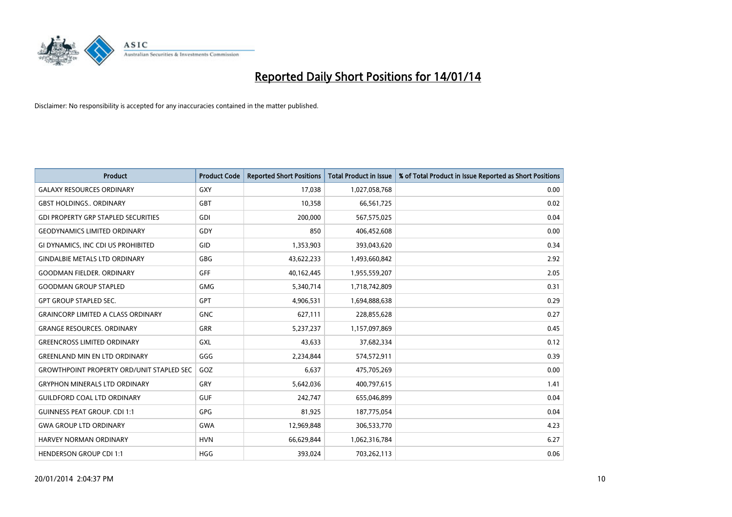# Reported Daily Short Positions for 14/01/14

Disclaimer: No responsibility is accepted for any inaccuracies contained in the matter published.

| Product | Product Code | Reported Short Positions | Total Product in Issue | % of Total Product in Issue Reported as Short Positions |
|---|---|---|---|---|
| GALAXY RESOURCES ORDINARY | GXY | 17,038 | 1,027,058,768 | 0.00 |
| GBST HOLDINGS.. ORDINARY | GBT | 10,358 | 66,561,725 | 0.02 |
| GDI PROPERTY GRP STAPLED SECURITIES | GDI | 200,000 | 567,575,025 | 0.04 |
| GEODYNAMICS LIMITED ORDINARY | GDY | 850 | 406,452,608 | 0.00 |
| GI DYNAMICS, INC CDI US PROHIBITED | GID | 1,353,903 | 393,043,620 | 0.34 |
| GINDALBIE METALS LTD ORDINARY | GBG | 43,622,233 | 1,493,660,842 | 2.92 |
| GOODMAN FIELDER. ORDINARY | GFF | 40,162,445 | 1,955,559,207 | 2.05 |
| GOODMAN GROUP STAPLED | GMG | 5,340,714 | 1,718,742,809 | 0.31 |
| GPT GROUP STAPLED SEC. | GPT | 4,906,531 | 1,694,888,638 | 0.29 |
| GRAINCORP LIMITED A CLASS ORDINARY | GNC | 627,111 | 228,855,628 | 0.27 |
| GRANGE RESOURCES. ORDINARY | GRR | 5,237,237 | 1,157,097,869 | 0.45 |
| GREENCROSS LIMITED ORDINARY | GXL | 43,633 | 37,682,334 | 0.12 |
| GREENLAND MIN EN LTD ORDINARY | GGG | 2,234,844 | 574,572,911 | 0.39 |
| GROWTHPOINT PROPERTY ORD/UNIT STAPLED SEC | GOZ | 6,637 | 475,705,269 | 0.00 |
| GRYPHON MINERALS LTD ORDINARY | GRY | 5,642,036 | 400,797,615 | 1.41 |
| GUILDFORD COAL LTD ORDINARY | GUF | 242,747 | 655,046,899 | 0.04 |
| GUINNESS PEAT GROUP. CDI 1:1 | GPG | 81,925 | 187,775,054 | 0.04 |
| GWA GROUP LTD ORDINARY | GWA | 12,969,848 | 306,533,770 | 4.23 |
| HARVEY NORMAN ORDINARY | HVN | 66,629,844 | 1,062,316,784 | 6.27 |
| HENDERSON GROUP CDI 1:1 | HGG | 393,024 | 703,262,113 | 0.06 |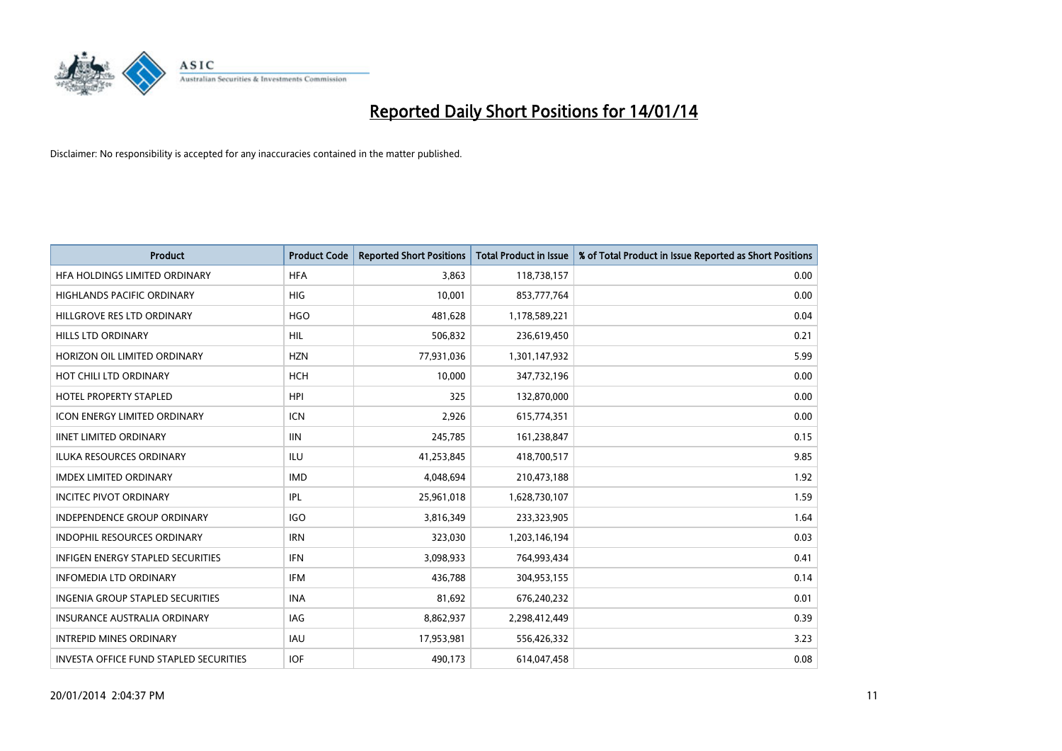# Reported Daily Short Positions for 14/01/14

Disclaimer: No responsibility is accepted for any inaccuracies contained in the matter published.

| Product | Product Code | Reported Short Positions | Total Product in Issue | % of Total Product in Issue Reported as Short Positions |
|---|---|---|---|---|
| HFA HOLDINGS LIMITED ORDINARY | HFA | 3,863 | 118,738,157 | 0.00 |
| HIGHLANDS PACIFIC ORDINARY | HIG | 10,001 | 853,777,764 | 0.00 |
| HILLGROVE RES LTD ORDINARY | HGO | 481,628 | 1,178,589,221 | 0.04 |
| HILLS LTD ORDINARY | HIL | 506,832 | 236,619,450 | 0.21 |
| HORIZON OIL LIMITED ORDINARY | HZN | 77,931,036 | 1,301,147,932 | 5.99 |
| HOT CHILI LTD ORDINARY | HCH | 10,000 | 347,732,196 | 0.00 |
| HOTEL PROPERTY STAPLED | HPI | 325 | 132,870,000 | 0.00 |
| ICON ENERGY LIMITED ORDINARY | ICN | 2,926 | 615,774,351 | 0.00 |
| IINET LIMITED ORDINARY | IIN | 245,785 | 161,238,847 | 0.15 |
| ILUKA RESOURCES ORDINARY | ILU | 41,253,845 | 418,700,517 | 9.85 |
| IMDEX LIMITED ORDINARY | IMD | 4,048,694 | 210,473,188 | 1.92 |
| INCITEC PIVOT ORDINARY | IPL | 25,961,018 | 1,628,730,107 | 1.59 |
| INDEPENDENCE GROUP ORDINARY | IGO | 3,816,349 | 233,323,905 | 1.64 |
| INDOPHIL RESOURCES ORDINARY | IRN | 323,030 | 1,203,146,194 | 0.03 |
| INFIGEN ENERGY STAPLED SECURITIES | IFN | 3,098,933 | 764,993,434 | 0.41 |
| INFOMEDIA LTD ORDINARY | IFM | 436,788 | 304,953,155 | 0.14 |
| INGENIA GROUP STAPLED SECURITIES | INA | 81,692 | 676,240,232 | 0.01 |
| INSURANCE AUSTRALIA ORDINARY | IAG | 8,862,937 | 2,298,412,449 | 0.39 |
| INTREPID MINES ORDINARY | IAU | 17,953,981 | 556,426,332 | 3.23 |
| INVESTA OFFICE FUND STAPLED SECURITIES | IOF | 490,173 | 614,047,458 | 0.08 |

20/01/2014 2:04:37 PM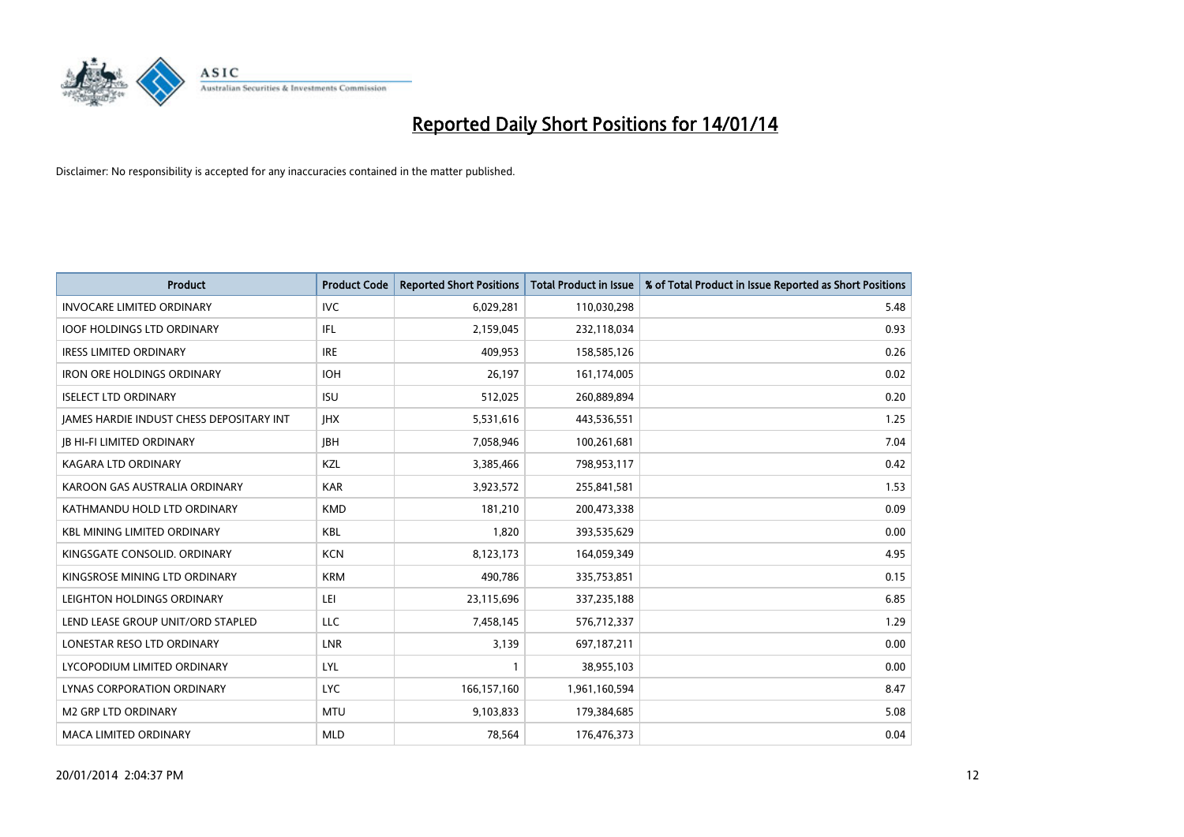# Reported Daily Short Positions for 14/01/14

Disclaimer: No responsibility is accepted for any inaccuracies contained in the matter published.

| Product | Product Code | Reported Short Positions | Total Product in Issue | % of Total Product in Issue Reported as Short Positions |
|---|---|---|---|---|
| INVOCARE LIMITED ORDINARY | IVC | 6,029,281 | 110,030,298 | 5.48 |
| IOOF HOLDINGS LTD ORDINARY | IFL | 2,159,045 | 232,118,034 | 0.93 |
| IRESS LIMITED ORDINARY | IRE | 409,953 | 158,585,126 | 0.26 |
| IRON ORE HOLDINGS ORDINARY | IOH | 26,197 | 161,174,005 | 0.02 |
| ISELECT LTD ORDINARY | ISU | 512,025 | 260,889,894 | 0.20 |
| JAMES HARDIE INDUST CHESS DEPOSITARY INT | JHX | 5,531,616 | 443,536,551 | 1.25 |
| JB HI-FI LIMITED ORDINARY | JBH | 7,058,946 | 100,261,681 | 7.04 |
| KAGARA LTD ORDINARY | KZL | 3,385,466 | 798,953,117 | 0.42 |
| KAROON GAS AUSTRALIA ORDINARY | KAR | 3,923,572 | 255,841,581 | 1.53 |
| KATHMANDU HOLD LTD ORDINARY | KMD | 181,210 | 200,473,338 | 0.09 |
| KBL MINING LIMITED ORDINARY | KBL | 1,820 | 393,535,629 | 0.00 |
| KINGSGATE CONSOLID. ORDINARY | KCN | 8,123,173 | 164,059,349 | 4.95 |
| KINGSROSE MINING LTD ORDINARY | KRM | 490,786 | 335,753,851 | 0.15 |
| LEIGHTON HOLDINGS ORDINARY | LEI | 23,115,696 | 337,235,188 | 6.85 |
| LEND LEASE GROUP UNIT/ORD STAPLED | LLC | 7,458,145 | 576,712,337 | 1.29 |
| LONESTAR RESO LTD ORDINARY | LNR | 3,139 | 697,187,211 | 0.00 |
| LYCOPODIUM LIMITED ORDINARY | LYL | 1 | 38,955,103 | 0.00 |
| LYNAS CORPORATION ORDINARY | LYC | 166,157,160 | 1,961,160,594 | 8.47 |
| M2 GRP LTD ORDINARY | MTU | 9,103,833 | 179,384,685 | 5.08 |
| MACA LIMITED ORDINARY | MLD | 78,564 | 176,476,373 | 0.04 |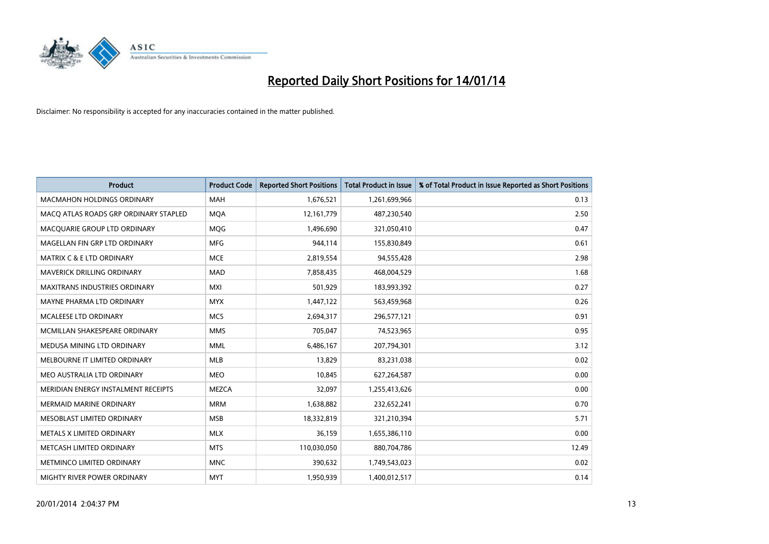# Reported Daily Short Positions for 14/01/14

Disclaimer: No responsibility is accepted for any inaccuracies contained in the matter published.

| Product | Product Code | Reported Short Positions | Total Product in Issue | % of Total Product in Issue Reported as Short Positions |
|---|---|---|---|---|
| MACMAHON HOLDINGS ORDINARY | MAH | 1,676,521 | 1,261,699,966 | 0.13 |
| MACQ ATLAS ROADS GRP ORDINARY STAPLED | MQA | 12,161,779 | 487,230,540 | 2.50 |
| MACQUARIE GROUP LTD ORDINARY | MQG | 1,496,690 | 321,050,410 | 0.47 |
| MAGELLAN FIN GRP LTD ORDINARY | MFG | 944,114 | 155,830,849 | 0.61 |
| MATRIX C & E LTD ORDINARY | MCE | 2,819,554 | 94,555,428 | 2.98 |
| MAVERICK DRILLING ORDINARY | MAD | 7,858,435 | 468,004,529 | 1.68 |
| MAXITRANS INDUSTRIES ORDINARY | MXI | 501,929 | 183,993,392 | 0.27 |
| MAYNE PHARMA LTD ORDINARY | MYX | 1,447,122 | 563,459,968 | 0.26 |
| MCALEESE LTD ORDINARY | MCS | 2,694,317 | 296,577,121 | 0.91 |
| MCMILLAN SHAKESPEARE ORDINARY | MMS | 705,047 | 74,523,965 | 0.95 |
| MEDUSA MINING LTD ORDINARY | MML | 6,486,167 | 207,794,301 | 3.12 |
| MELBOURNE IT LIMITED ORDINARY | MLB | 13,829 | 83,231,038 | 0.02 |
| MEO AUSTRALIA LTD ORDINARY | MEO | 10,845 | 627,264,587 | 0.00 |
| MERIDIAN ENERGY INSTALMENT RECEIPTS | MEZCA | 32,097 | 1,255,413,626 | 0.00 |
| MERMAID MARINE ORDINARY | MRM | 1,638,882 | 232,652,241 | 0.70 |
| MESOBLAST LIMITED ORDINARY | MSB | 18,332,819 | 321,210,394 | 5.71 |
| METALS X LIMITED ORDINARY | MLX | 36,159 | 1,655,386,110 | 0.00 |
| METCASH LIMITED ORDINARY | MTS | 110,030,050 | 880,704,786 | 12.49 |
| METMINCO LIMITED ORDINARY | MNC | 390,632 | 1,749,543,023 | 0.02 |
| MIGHTY RIVER POWER ORDINARY | MYT | 1,950,939 | 1,400,012,517 | 0.14 |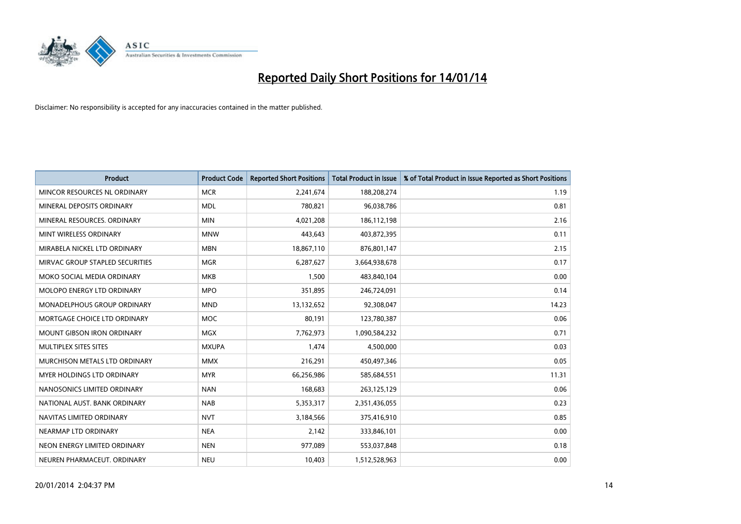# Reported Daily Short Positions for 14/01/14

Disclaimer: No responsibility is accepted for any inaccuracies contained in the matter published.

| Product | Product Code | Reported Short Positions | Total Product in Issue | % of Total Product in Issue Reported as Short Positions |
|---|---|---|---|---|
| MINCOR RESOURCES NL ORDINARY | MCR | 2,241,674 | 188,208,274 | 1.19 |
| MINERAL DEPOSITS ORDINARY | MDL | 780,821 | 96,038,786 | 0.81 |
| MINERAL RESOURCES. ORDINARY | MIN | 4,021,208 | 186,112,198 | 2.16 |
| MINT WIRELESS ORDINARY | MNW | 443,643 | 403,872,395 | 0.11 |
| MIRABELA NICKEL LTD ORDINARY | MBN | 18,867,110 | 876,801,147 | 2.15 |
| MIRVAC GROUP STAPLED SECURITIES | MGR | 6,287,627 | 3,664,938,678 | 0.17 |
| MOKO SOCIAL MEDIA ORDINARY | MKB | 1,500 | 483,840,104 | 0.00 |
| MOLOPO ENERGY LTD ORDINARY | MPO | 351,895 | 246,724,091 | 0.14 |
| MONADELPHOUS GROUP ORDINARY | MND | 13,132,652 | 92,308,047 | 14.23 |
| MORTGAGE CHOICE LTD ORDINARY | MOC | 80,191 | 123,780,387 | 0.06 |
| MOUNT GIBSON IRON ORDINARY | MGX | 7,762,973 | 1,090,584,232 | 0.71 |
| MULTIPLEX SITES SITES | MXUPA | 1,474 | 4,500,000 | 0.03 |
| MURCHISON METALS LTD ORDINARY | MMX | 216,291 | 450,497,346 | 0.05 |
| MYER HOLDINGS LTD ORDINARY | MYR | 66,256,986 | 585,684,551 | 11.31 |
| NANOSONICS LIMITED ORDINARY | NAN | 168,683 | 263,125,129 | 0.06 |
| NATIONAL AUST. BANK ORDINARY | NAB | 5,353,317 | 2,351,436,055 | 0.23 |
| NAVITAS LIMITED ORDINARY | NVT | 3,184,566 | 375,416,910 | 0.85 |
| NEARMAP LTD ORDINARY | NEA | 2,142 | 333,846,101 | 0.00 |
| NEON ENERGY LIMITED ORDINARY | NEN | 977,089 | 553,037,848 | 0.18 |
| NEUREN PHARMACEUT. ORDINARY | NEU | 10,403 | 1,512,528,963 | 0.00 |

20/01/2014 2:04:37 PM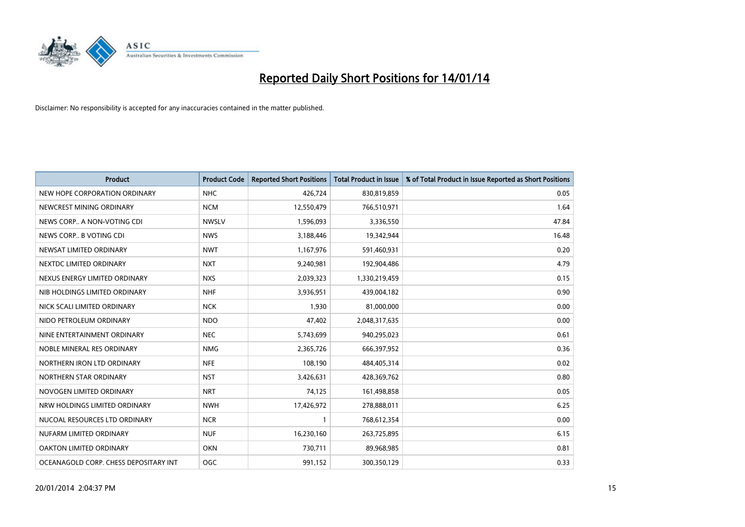# Reported Daily Short Positions for 14/01/14

Disclaimer: No responsibility is accepted for any inaccuracies contained in the matter published.

| Product | Product Code | Reported Short Positions | Total Product in Issue | % of Total Product in Issue Reported as Short Positions |
|---|---|---|---|---|
| NEW HOPE CORPORATION ORDINARY | NHC | 426,724 | 830,819,859 | 0.05 |
| NEWCREST MINING ORDINARY | NCM | 12,550,479 | 766,510,971 | 1.64 |
| NEWS CORP.. A NON-VOTING CDI | NWSLV | 1,596,093 | 3,336,550 | 47.84 |
| NEWS CORP.. B VOTING CDI | NWS | 3,188,446 | 19,342,944 | 16.48 |
| NEWSAT LIMITED ORDINARY | NWT | 1,167,976 | 591,460,931 | 0.20 |
| NEXTDC LIMITED ORDINARY | NXT | 9,240,981 | 192,904,486 | 4.79 |
| NEXUS ENERGY LIMITED ORDINARY | NXS | 2,039,323 | 1,330,219,459 | 0.15 |
| NIB HOLDINGS LIMITED ORDINARY | NHF | 3,936,951 | 439,004,182 | 0.90 |
| NICK SCALI LIMITED ORDINARY | NCK | 1,930 | 81,000,000 | 0.00 |
| NIDO PETROLEUM ORDINARY | NDO | 47,402 | 2,048,317,635 | 0.00 |
| NINE ENTERTAINMENT ORDINARY | NEC | 5,743,699 | 940,295,023 | 0.61 |
| NOBLE MINERAL RES ORDINARY | NMG | 2,365,726 | 666,397,952 | 0.36 |
| NORTHERN IRON LTD ORDINARY | NFE | 108,190 | 484,405,314 | 0.02 |
| NORTHERN STAR ORDINARY | NST | 3,426,631 | 428,369,762 | 0.80 |
| NOVOGEN LIMITED ORDINARY | NRT | 74,125 | 161,498,858 | 0.05 |
| NRW HOLDINGS LIMITED ORDINARY | NWH | 17,426,972 | 278,888,011 | 6.25 |
| NUCOAL RESOURCES LTD ORDINARY | NCR | 1 | 768,612,354 | 0.00 |
| NUFARM LIMITED ORDINARY | NUF | 16,230,160 | 263,725,895 | 6.15 |
| OAKTON LIMITED ORDINARY | OKN | 730,711 | 89,968,985 | 0.81 |
| OCEANAGOLD CORP. CHESS DEPOSITARY INT | OGC | 991,152 | 300,350,129 | 0.33 |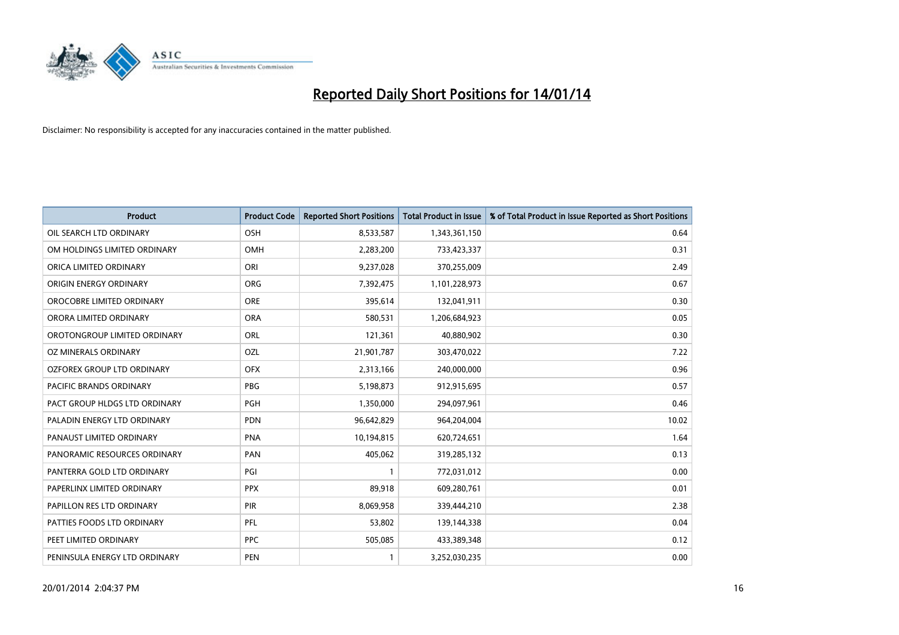# Reported Daily Short Positions for 14/01/14

Disclaimer: No responsibility is accepted for any inaccuracies contained in the matter published.

| Product | Product Code | Reported Short Positions | Total Product in Issue | % of Total Product in Issue Reported as Short Positions |
|---|---|---|---|---|
| OIL SEARCH LTD ORDINARY | OSH | 8,533,587 | 1,343,361,150 | 0.64 |
| OM HOLDINGS LIMITED ORDINARY | OMH | 2,283,200 | 733,423,337 | 0.31 |
| ORICA LIMITED ORDINARY | ORI | 9,237,028 | 370,255,009 | 2.49 |
| ORIGIN ENERGY ORDINARY | ORG | 7,392,475 | 1,101,228,973 | 0.67 |
| OROCOBRE LIMITED ORDINARY | ORE | 395,614 | 132,041,911 | 0.30 |
| ORORA LIMITED ORDINARY | ORA | 580,531 | 1,206,684,923 | 0.05 |
| OROTONGROUP LIMITED ORDINARY | ORL | 121,361 | 40,880,902 | 0.30 |
| OZ MINERALS ORDINARY | OZL | 21,901,787 | 303,470,022 | 7.22 |
| OZFOREX GROUP LTD ORDINARY | OFX | 2,313,166 | 240,000,000 | 0.96 |
| PACIFIC BRANDS ORDINARY | PBG | 5,198,873 | 912,915,695 | 0.57 |
| PACT GROUP HLDGS LTD ORDINARY | PGH | 1,350,000 | 294,097,961 | 0.46 |
| PALADIN ENERGY LTD ORDINARY | PDN | 96,642,829 | 964,204,004 | 10.02 |
| PANAUST LIMITED ORDINARY | PNA | 10,194,815 | 620,724,651 | 1.64 |
| PANORAMIC RESOURCES ORDINARY | PAN | 405,062 | 319,285,132 | 0.13 |
| PANTERRA GOLD LTD ORDINARY | PGI | 1 | 772,031,012 | 0.00 |
| PAPERLINX LIMITED ORDINARY | PPX | 89,918 | 609,280,761 | 0.01 |
| PAPILLON RES LTD ORDINARY | PIR | 8,069,958 | 339,444,210 | 2.38 |
| PATTIES FOODS LTD ORDINARY | PFL | 53,802 | 139,144,338 | 0.04 |
| PEET LIMITED ORDINARY | PPC | 505,085 | 433,389,348 | 0.12 |
| PENINSULA ENERGY LTD ORDINARY | PEN | 1 | 3,252,030,235 | 0.00 |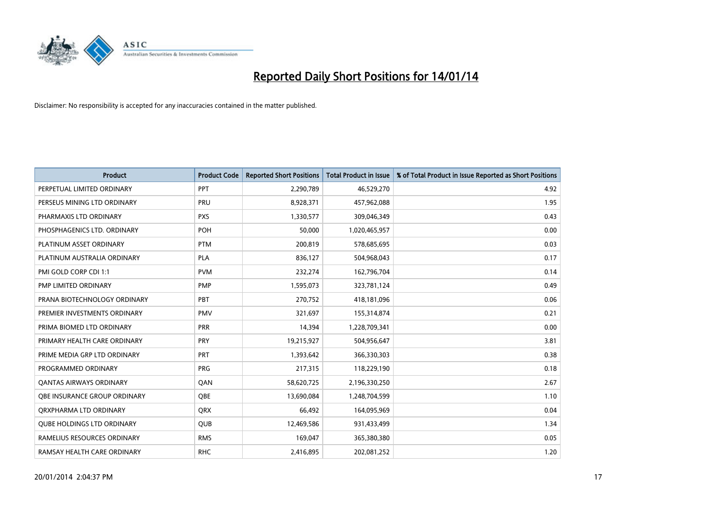# Reported Daily Short Positions for 14/01/14

Disclaimer: No responsibility is accepted for any inaccuracies contained in the matter published.

| Product | Product Code | Reported Short Positions | Total Product in Issue | % of Total Product in Issue Reported as Short Positions |
|---|---|---|---|---|
| PERPETUAL LIMITED ORDINARY | PPT | 2,290,789 | 46,529,270 | 4.92 |
| PERSEUS MINING LTD ORDINARY | PRU | 8,928,371 | 457,962,088 | 1.95 |
| PHARMAXIS LTD ORDINARY | PXS | 1,330,577 | 309,046,349 | 0.43 |
| PHOSPHAGENICS LTD. ORDINARY | POH | 50,000 | 1,020,465,957 | 0.00 |
| PLATINUM ASSET ORDINARY | PTM | 200,819 | 578,685,695 | 0.03 |
| PLATINUM AUSTRALIA ORDINARY | PLA | 836,127 | 504,968,043 | 0.17 |
| PMI GOLD CORP CDI 1:1 | PVM | 232,274 | 162,796,704 | 0.14 |
| PMP LIMITED ORDINARY | PMP | 1,595,073 | 323,781,124 | 0.49 |
| PRANA BIOTECHNOLOGY ORDINARY | PBT | 270,752 | 418,181,096 | 0.06 |
| PREMIER INVESTMENTS ORDINARY | PMV | 321,697 | 155,314,874 | 0.21 |
| PRIMA BIOMED LTD ORDINARY | PRR | 14,394 | 1,228,709,341 | 0.00 |
| PRIMARY HEALTH CARE ORDINARY | PRY | 19,215,927 | 504,956,647 | 3.81 |
| PRIME MEDIA GRP LTD ORDINARY | PRT | 1,393,642 | 366,330,303 | 0.38 |
| PROGRAMMED ORDINARY | PRG | 217,315 | 118,229,190 | 0.18 |
| QANTAS AIRWAYS ORDINARY | QAN | 58,620,725 | 2,196,330,250 | 2.67 |
| QBE INSURANCE GROUP ORDINARY | QBE | 13,690,084 | 1,248,704,599 | 1.10 |
| QRXPHARMA LTD ORDINARY | QRX | 66,492 | 164,095,969 | 0.04 |
| QUBE HOLDINGS LTD ORDINARY | QUB | 12,469,586 | 931,433,499 | 1.34 |
| RAMELIUS RESOURCES ORDINARY | RMS | 169,047 | 365,380,380 | 0.05 |
| RAMSAY HEALTH CARE ORDINARY | RHC | 2,416,895 | 202,081,252 | 1.20 |

20/01/2014 2:04:37 PM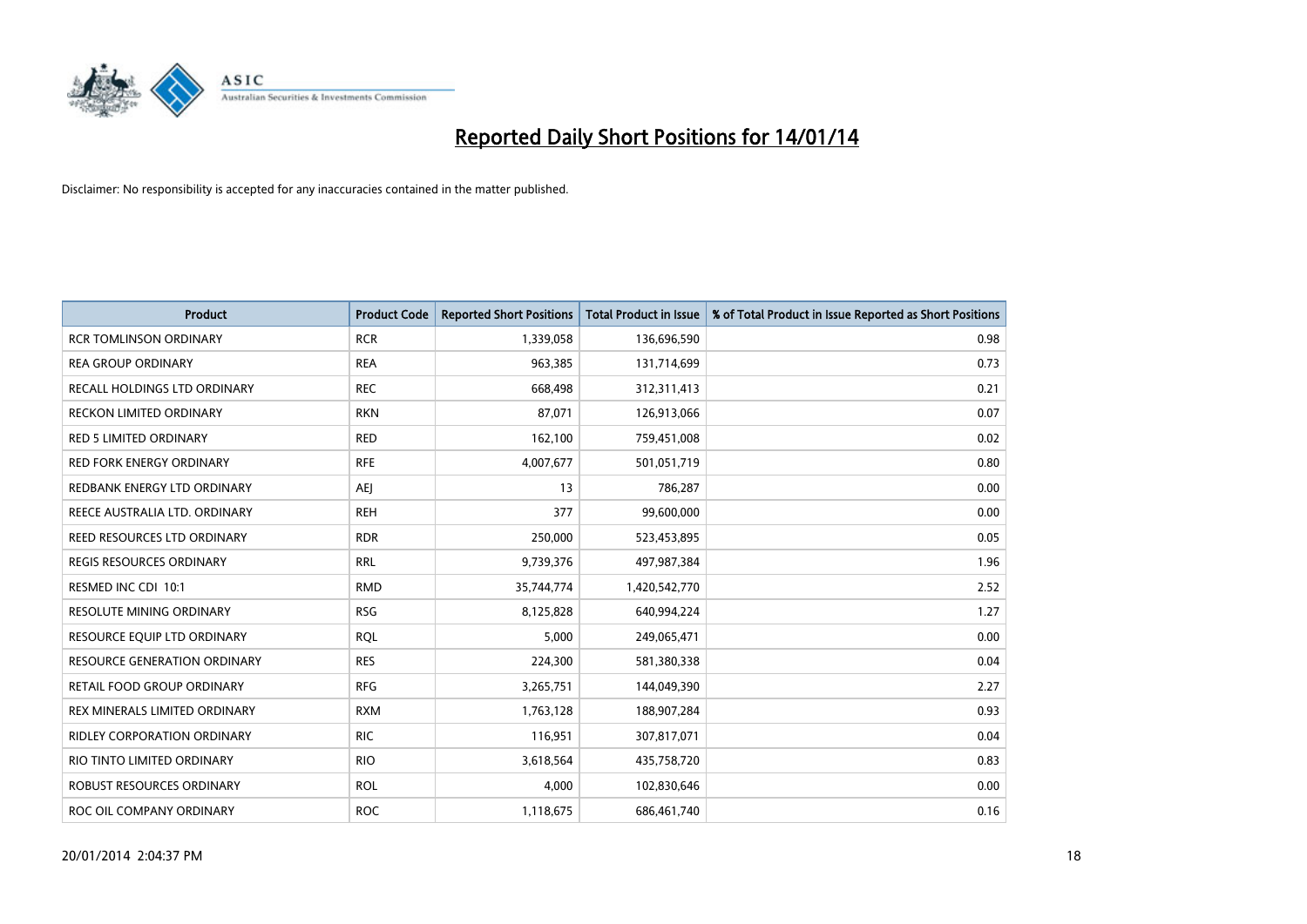# Reported Daily Short Positions for 14/01/14

Disclaimer: No responsibility is accepted for any inaccuracies contained in the matter published.

| Product | Product Code | Reported Short Positions | Total Product in Issue | % of Total Product in Issue Reported as Short Positions |
|---|---|---|---|---|
| RCR TOMLINSON ORDINARY | RCR | 1,339,058 | 136,696,590 | 0.98 |
| REA GROUP ORDINARY | REA | 963,385 | 131,714,699 | 0.73 |
| RECALL HOLDINGS LTD ORDINARY | REC | 668,498 | 312,311,413 | 0.21 |
| RECKON LIMITED ORDINARY | RKN | 87,071 | 126,913,066 | 0.07 |
| RED 5 LIMITED ORDINARY | RED | 162,100 | 759,451,008 | 0.02 |
| RED FORK ENERGY ORDINARY | RFE | 4,007,677 | 501,051,719 | 0.80 |
| REDBANK ENERGY LTD ORDINARY | AEJ | 13 | 786,287 | 0.00 |
| REECE AUSTRALIA LTD. ORDINARY | REH | 377 | 99,600,000 | 0.00 |
| REED RESOURCES LTD ORDINARY | RDR | 250,000 | 523,453,895 | 0.05 |
| REGIS RESOURCES ORDINARY | RRL | 9,739,376 | 497,987,384 | 1.96 |
| RESMED INC CDI 10:1 | RMD | 35,744,774 | 1,420,542,770 | 2.52 |
| RESOLUTE MINING ORDINARY | RSG | 8,125,828 | 640,994,224 | 1.27 |
| RESOURCE EQUIP LTD ORDINARY | RQL | 5,000 | 249,065,471 | 0.00 |
| RESOURCE GENERATION ORDINARY | RES | 224,300 | 581,380,338 | 0.04 |
| RETAIL FOOD GROUP ORDINARY | RFG | 3,265,751 | 144,049,390 | 2.27 |
| REX MINERALS LIMITED ORDINARY | RXM | 1,763,128 | 188,907,284 | 0.93 |
| RIDLEY CORPORATION ORDINARY | RIC | 116,951 | 307,817,071 | 0.04 |
| RIO TINTO LIMITED ORDINARY | RIO | 3,618,564 | 435,758,720 | 0.83 |
| ROBUST RESOURCES ORDINARY | ROL | 4,000 | 102,830,646 | 0.00 |
| ROC OIL COMPANY ORDINARY | ROC | 1,118,675 | 686,461,740 | 0.16 |

20/01/2014 2:04:37 PM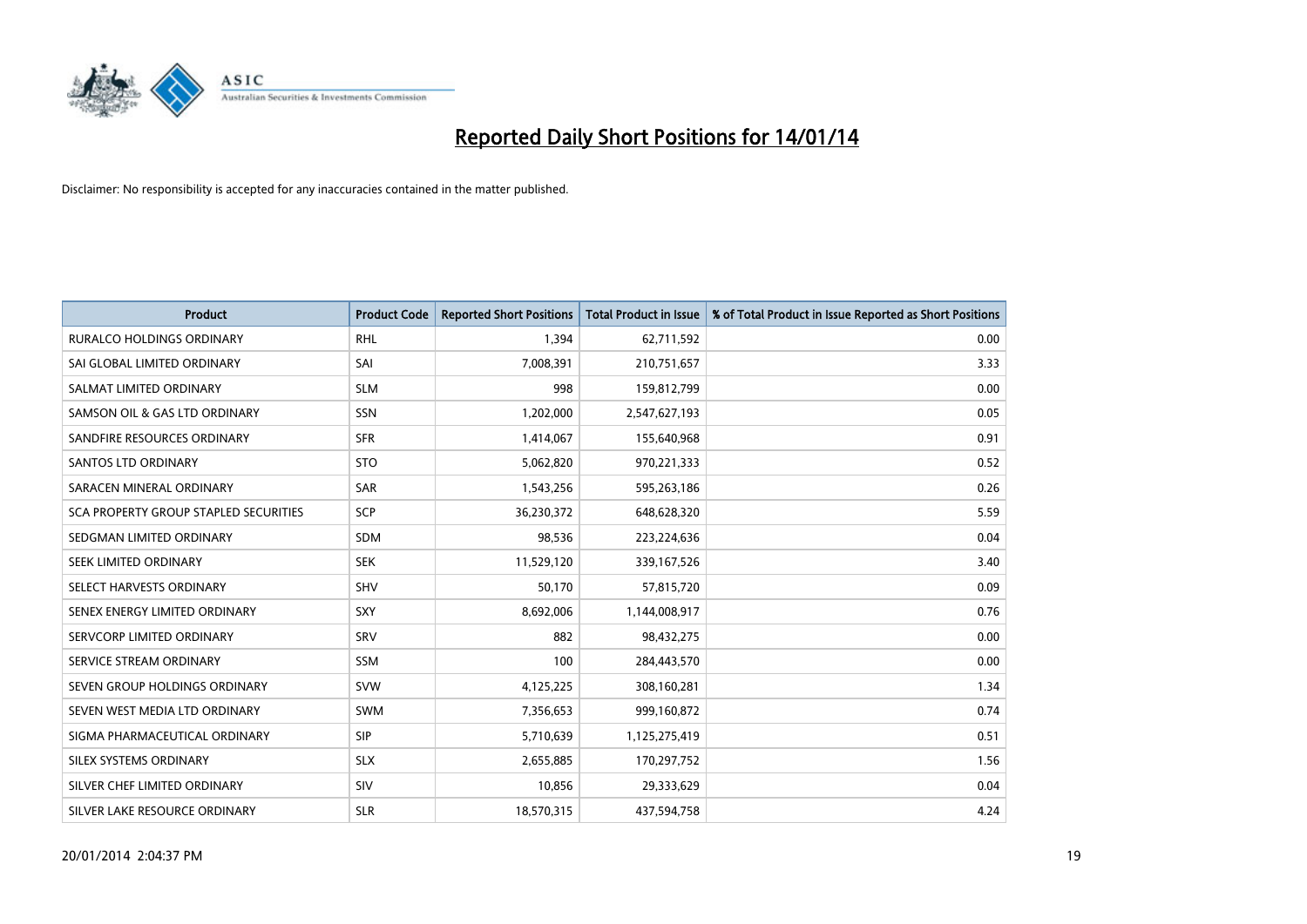# Reported Daily Short Positions for 14/01/14

Disclaimer: No responsibility is accepted for any inaccuracies contained in the matter published.

| Product | Product Code | Reported Short Positions | Total Product in Issue | % of Total Product in Issue Reported as Short Positions |
|---|---|---|---|---|
| RURALCO HOLDINGS ORDINARY | RHL | 1,394 | 62,711,592 | 0.00 |
| SAI GLOBAL LIMITED ORDINARY | SAI | 7,008,391 | 210,751,657 | 3.33 |
| SALMAT LIMITED ORDINARY | SLM | 998 | 159,812,799 | 0.00 |
| SAMSON OIL & GAS LTD ORDINARY | SSN | 1,202,000 | 2,547,627,193 | 0.05 |
| SANDFIRE RESOURCES ORDINARY | SFR | 1,414,067 | 155,640,968 | 0.91 |
| SANTOS LTD ORDINARY | STO | 5,062,820 | 970,221,333 | 0.52 |
| SARACEN MINERAL ORDINARY | SAR | 1,543,256 | 595,263,186 | 0.26 |
| SCA PROPERTY GROUP STAPLED SECURITIES | SCP | 36,230,372 | 648,628,320 | 5.59 |
| SEDGMAN LIMITED ORDINARY | SDM | 98,536 | 223,224,636 | 0.04 |
| SEEK LIMITED ORDINARY | SEK | 11,529,120 | 339,167,526 | 3.40 |
| SELECT HARVESTS ORDINARY | SHV | 50,170 | 57,815,720 | 0.09 |
| SENEX ENERGY LIMITED ORDINARY | SXY | 8,692,006 | 1,144,008,917 | 0.76 |
| SERVCORP LIMITED ORDINARY | SRV | 882 | 98,432,275 | 0.00 |
| SERVICE STREAM ORDINARY | SSM | 100 | 284,443,570 | 0.00 |
| SEVEN GROUP HOLDINGS ORDINARY | SVW | 4,125,225 | 308,160,281 | 1.34 |
| SEVEN WEST MEDIA LTD ORDINARY | SWM | 7,356,653 | 999,160,872 | 0.74 |
| SIGMA PHARMACEUTICAL ORDINARY | SIP | 5,710,639 | 1,125,275,419 | 0.51 |
| SILEX SYSTEMS ORDINARY | SLX | 2,655,885 | 170,297,752 | 1.56 |
| SILVER CHEF LIMITED ORDINARY | SIV | 10,856 | 29,333,629 | 0.04 |
| SILVER LAKE RESOURCE ORDINARY | SLR | 18,570,315 | 437,594,758 | 4.24 |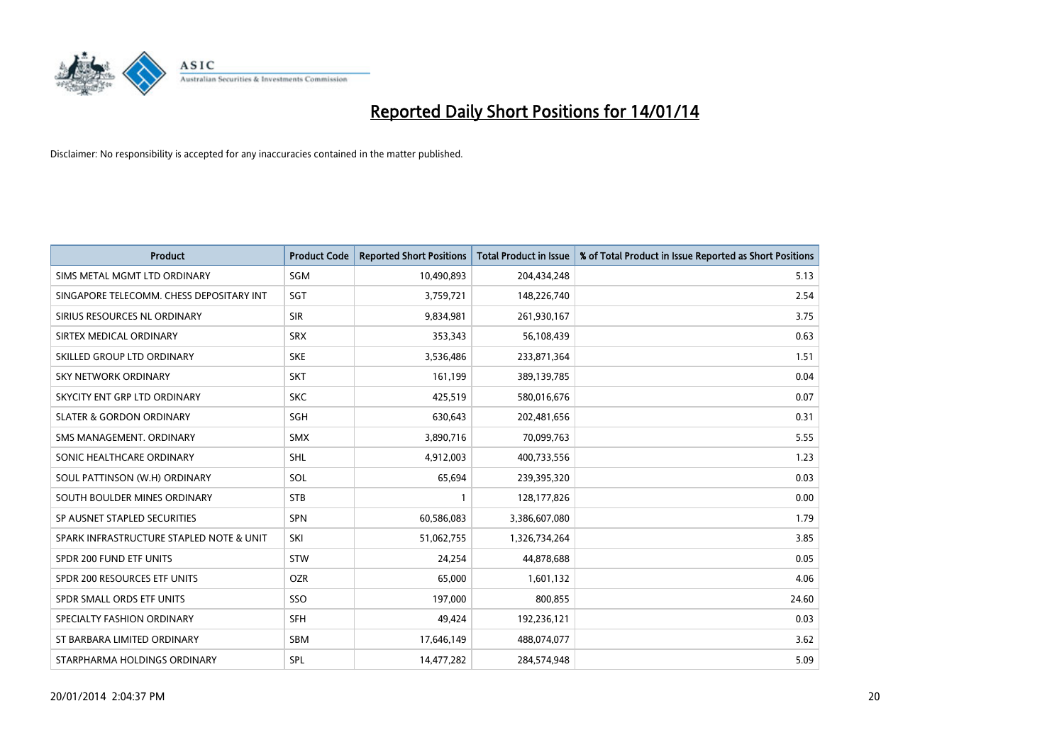# Reported Daily Short Positions for 14/01/14

Disclaimer: No responsibility is accepted for any inaccuracies contained in the matter published.

| Product | Product Code | Reported Short Positions | Total Product in Issue | % of Total Product in Issue Reported as Short Positions |
|---|---|---|---|---|
| SIMS METAL MGMT LTD ORDINARY | SGM | 10,490,893 | 204,434,248 | 5.13 |
| SINGAPORE TELECOMM. CHESS DEPOSITARY INT | SGT | 3,759,721 | 148,226,740 | 2.54 |
| SIRIUS RESOURCES NL ORDINARY | SIR | 9,834,981 | 261,930,167 | 3.75 |
| SIRTEX MEDICAL ORDINARY | SRX | 353,343 | 56,108,439 | 0.63 |
| SKILLED GROUP LTD ORDINARY | SKE | 3,536,486 | 233,871,364 | 1.51 |
| SKY NETWORK ORDINARY | SKT | 161,199 | 389,139,785 | 0.04 |
| SKYCITY ENT GRP LTD ORDINARY | SKC | 425,519 | 580,016,676 | 0.07 |
| SLATER & GORDON ORDINARY | SGH | 630,643 | 202,481,656 | 0.31 |
| SMS MANAGEMENT. ORDINARY | SMX | 3,890,716 | 70,099,763 | 5.55 |
| SONIC HEALTHCARE ORDINARY | SHL | 4,912,003 | 400,733,556 | 1.23 |
| SOUL PATTINSON (W.H) ORDINARY | SOL | 65,694 | 239,395,320 | 0.03 |
| SOUTH BOULDER MINES ORDINARY | STB | 1 | 128,177,826 | 0.00 |
| SP AUSNET STAPLED SECURITIES | SPN | 60,586,083 | 3,386,607,080 | 1.79 |
| SPARK INFRASTRUCTURE STAPLED NOTE & UNIT | SKI | 51,062,755 | 1,326,734,264 | 3.85 |
| SPDR 200 FUND ETF UNITS | STW | 24,254 | 44,878,688 | 0.05 |
| SPDR 200 RESOURCES ETF UNITS | OZR | 65,000 | 1,601,132 | 4.06 |
| SPDR SMALL ORDS ETF UNITS | SSO | 197,000 | 800,855 | 24.60 |
| SPECIALTY FASHION ORDINARY | SFH | 49,424 | 192,236,121 | 0.03 |
| ST BARBARA LIMITED ORDINARY | SBM | 17,646,149 | 488,074,077 | 3.62 |
| STARPHARMA HOLDINGS ORDINARY | SPL | 14,477,282 | 284,574,948 | 5.09 |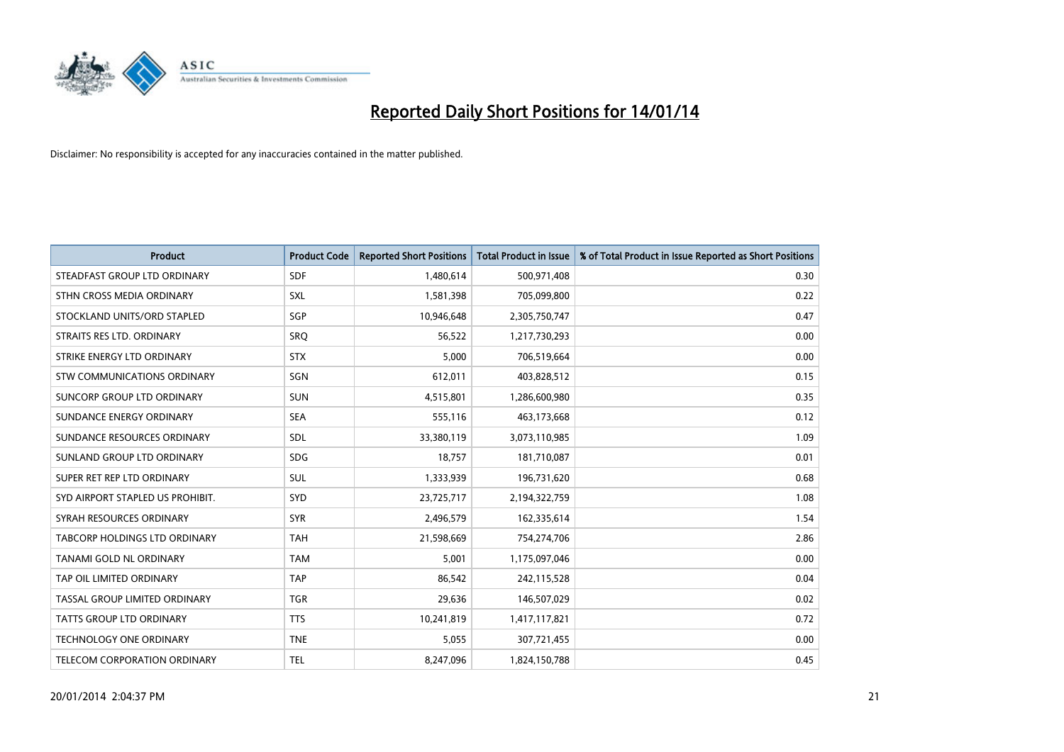# Reported Daily Short Positions for 14/01/14

Disclaimer: No responsibility is accepted for any inaccuracies contained in the matter published.

| Product | Product Code | Reported Short Positions | Total Product in Issue | % of Total Product in Issue Reported as Short Positions |
|---|---|---|---|---|
| STEADFAST GROUP LTD ORDINARY | SDF | 1,480,614 | 500,971,408 | 0.30 |
| STHN CROSS MEDIA ORDINARY | SXL | 1,581,398 | 705,099,800 | 0.22 |
| STOCKLAND UNITS/ORD STAPLED | SGP | 10,946,648 | 2,305,750,747 | 0.47 |
| STRAITS RES LTD. ORDINARY | SRQ | 56,522 | 1,217,730,293 | 0.00 |
| STRIKE ENERGY LTD ORDINARY | STX | 5,000 | 706,519,664 | 0.00 |
| STW COMMUNICATIONS ORDINARY | SGN | 612,011 | 403,828,512 | 0.15 |
| SUNCORP GROUP LTD ORDINARY | SUN | 4,515,801 | 1,286,600,980 | 0.35 |
| SUNDANCE ENERGY ORDINARY | SEA | 555,116 | 463,173,668 | 0.12 |
| SUNDANCE RESOURCES ORDINARY | SDL | 33,380,119 | 3,073,110,985 | 1.09 |
| SUNLAND GROUP LTD ORDINARY | SDG | 18,757 | 181,710,087 | 0.01 |
| SUPER RET REP LTD ORDINARY | SUL | 1,333,939 | 196,731,620 | 0.68 |
| SYD AIRPORT STAPLED US PROHIBIT. | SYD | 23,725,717 | 2,194,322,759 | 1.08 |
| SYRAH RESOURCES ORDINARY | SYR | 2,496,579 | 162,335,614 | 1.54 |
| TABCORP HOLDINGS LTD ORDINARY | TAH | 21,598,669 | 754,274,706 | 2.86 |
| TANAMI GOLD NL ORDINARY | TAM | 5,001 | 1,175,097,046 | 0.00 |
| TAP OIL LIMITED ORDINARY | TAP | 86,542 | 242,115,528 | 0.04 |
| TASSAL GROUP LIMITED ORDINARY | TGR | 29,636 | 146,507,029 | 0.02 |
| TATTS GROUP LTD ORDINARY | TTS | 10,241,819 | 1,417,117,821 | 0.72 |
| TECHNOLOGY ONE ORDINARY | TNE | 5,055 | 307,721,455 | 0.00 |
| TELECOM CORPORATION ORDINARY | TEL | 8,247,096 | 1,824,150,788 | 0.45 |

20/01/2014 2:04:37 PM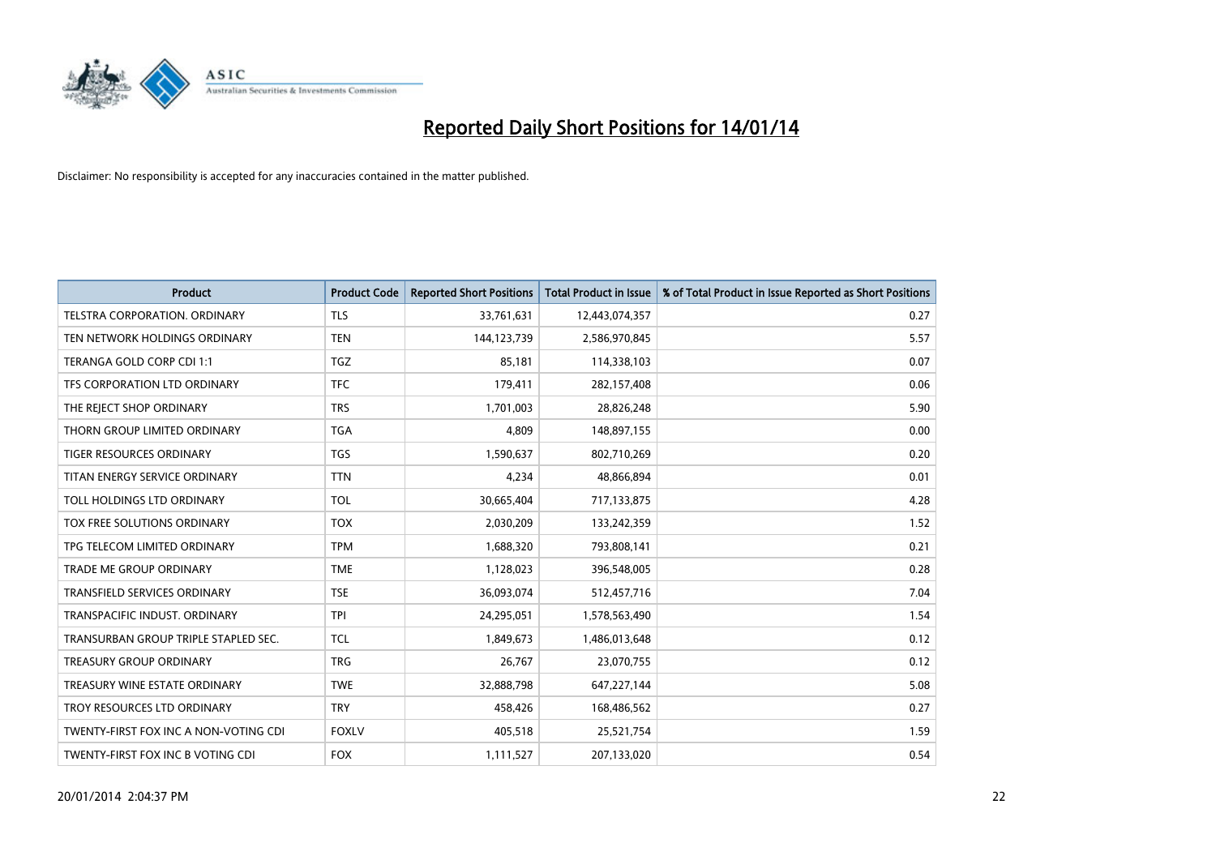# Reported Daily Short Positions for 14/01/14

Disclaimer: No responsibility is accepted for any inaccuracies contained in the matter published.

| Product | Product Code | Reported Short Positions | Total Product in Issue | % of Total Product in Issue Reported as Short Positions |
|---|---|---|---|---|
| TELSTRA CORPORATION. ORDINARY | TLS | 33,761,631 | 12,443,074,357 | 0.27 |
| TEN NETWORK HOLDINGS ORDINARY | TEN | 144,123,739 | 2,586,970,845 | 5.57 |
| TERANGA GOLD CORP CDI 1:1 | TGZ | 85,181 | 114,338,103 | 0.07 |
| TFS CORPORATION LTD ORDINARY | TFC | 179,411 | 282,157,408 | 0.06 |
| THE REJECT SHOP ORDINARY | TRS | 1,701,003 | 28,826,248 | 5.90 |
| THORN GROUP LIMITED ORDINARY | TGA | 4,809 | 148,897,155 | 0.00 |
| TIGER RESOURCES ORDINARY | TGS | 1,590,637 | 802,710,269 | 0.20 |
| TITAN ENERGY SERVICE ORDINARY | TTN | 4,234 | 48,866,894 | 0.01 |
| TOLL HOLDINGS LTD ORDINARY | TOL | 30,665,404 | 717,133,875 | 4.28 |
| TOX FREE SOLUTIONS ORDINARY | TOX | 2,030,209 | 133,242,359 | 1.52 |
| TPG TELECOM LIMITED ORDINARY | TPM | 1,688,320 | 793,808,141 | 0.21 |
| TRADE ME GROUP ORDINARY | TME | 1,128,023 | 396,548,005 | 0.28 |
| TRANSFIELD SERVICES ORDINARY | TSE | 36,093,074 | 512,457,716 | 7.04 |
| TRANSPACIFIC INDUST. ORDINARY | TPI | 24,295,051 | 1,578,563,490 | 1.54 |
| TRANSURBAN GROUP TRIPLE STAPLED SEC. | TCL | 1,849,673 | 1,486,013,648 | 0.12 |
| TREASURY GROUP ORDINARY | TRG | 26,767 | 23,070,755 | 0.12 |
| TREASURY WINE ESTATE ORDINARY | TWE | 32,888,798 | 647,227,144 | 5.08 |
| TROY RESOURCES LTD ORDINARY | TRY | 458,426 | 168,486,562 | 0.27 |
| TWENTY-FIRST FOX INC A NON-VOTING CDI | FOXLV | 405,518 | 25,521,754 | 1.59 |
| TWENTY-FIRST FOX INC B VOTING CDI | FOX | 1,111,527 | 207,133,020 | 0.54 |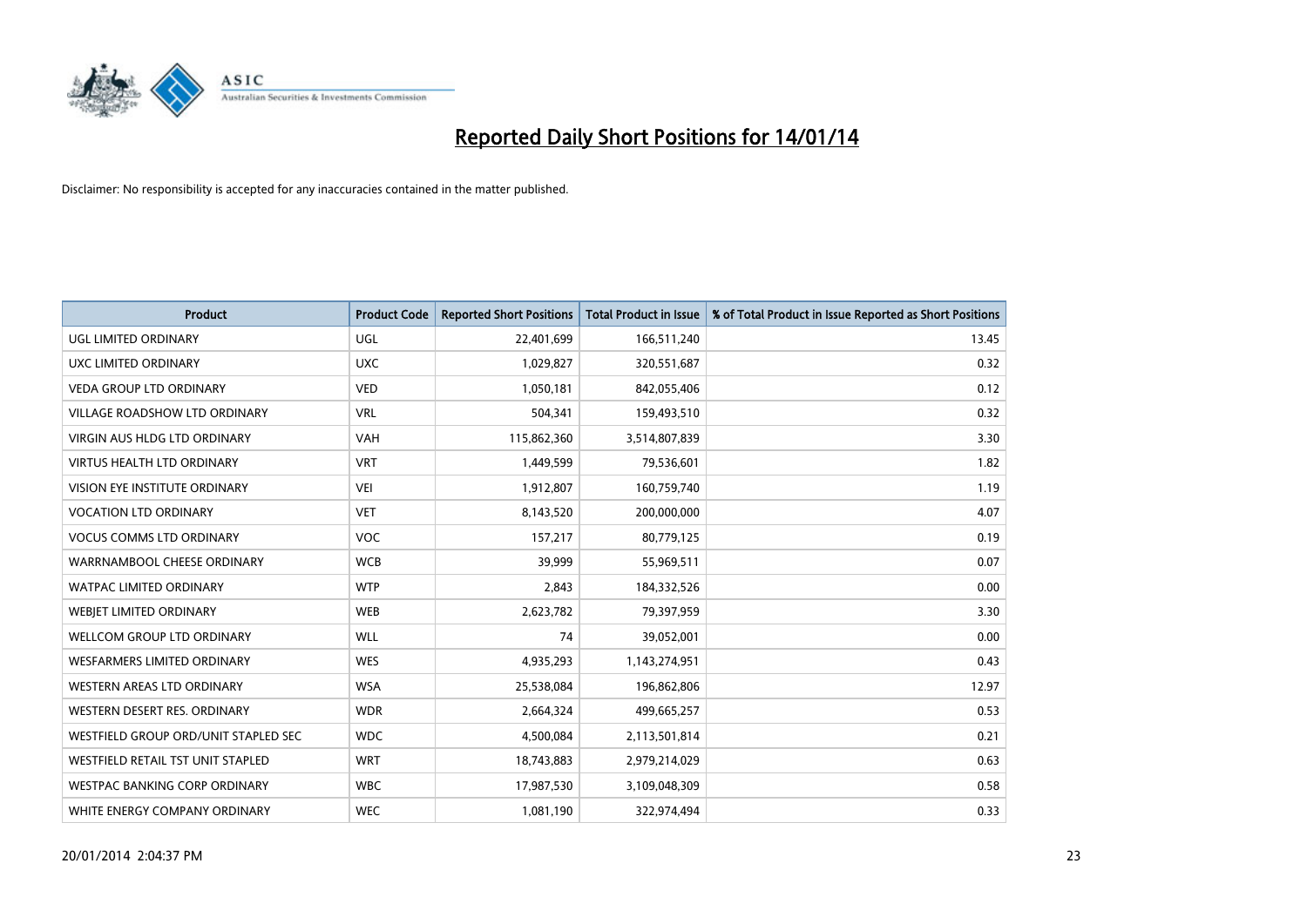# Reported Daily Short Positions for 14/01/14

Disclaimer: No responsibility is accepted for any inaccuracies contained in the matter published.

| Product | Product Code | Reported Short Positions | Total Product in Issue | % of Total Product in Issue Reported as Short Positions |
|---|---|---|---|---|
| UGL LIMITED ORDINARY | UGL | 22,401,699 | 166,511,240 | 13.45 |
| UXC LIMITED ORDINARY | UXC | 1,029,827 | 320,551,687 | 0.32 |
| VEDA GROUP LTD ORDINARY | VED | 1,050,181 | 842,055,406 | 0.12 |
| VILLAGE ROADSHOW LTD ORDINARY | VRL | 504,341 | 159,493,510 | 0.32 |
| VIRGIN AUS HLDG LTD ORDINARY | VAH | 115,862,360 | 3,514,807,839 | 3.30 |
| VIRTUS HEALTH LTD ORDINARY | VRT | 1,449,599 | 79,536,601 | 1.82 |
| VISION EYE INSTITUTE ORDINARY | VEI | 1,912,807 | 160,759,740 | 1.19 |
| VOCATION LTD ORDINARY | VET | 8,143,520 | 200,000,000 | 4.07 |
| VOCUS COMMS LTD ORDINARY | VOC | 157,217 | 80,779,125 | 0.19 |
| WARRNAMBOOL CHEESE ORDINARY | WCB | 39,999 | 55,969,511 | 0.07 |
| WATPAC LIMITED ORDINARY | WTP | 2,843 | 184,332,526 | 0.00 |
| WEBJET LIMITED ORDINARY | WEB | 2,623,782 | 79,397,959 | 3.30 |
| WELLCOM GROUP LTD ORDINARY | WLL | 74 | 39,052,001 | 0.00 |
| WESFARMERS LIMITED ORDINARY | WES | 4,935,293 | 1,143,274,951 | 0.43 |
| WESTERN AREAS LTD ORDINARY | WSA | 25,538,084 | 196,862,806 | 12.97 |
| WESTERN DESERT RES. ORDINARY | WDR | 2,664,324 | 499,665,257 | 0.53 |
| WESTFIELD GROUP ORD/UNIT STAPLED SEC | WDC | 4,500,084 | 2,113,501,814 | 0.21 |
| WESTFIELD RETAIL TST UNIT STAPLED | WRT | 18,743,883 | 2,979,214,029 | 0.63 |
| WESTPAC BANKING CORP ORDINARY | WBC | 17,987,530 | 3,109,048,309 | 0.58 |
| WHITE ENERGY COMPANY ORDINARY | WEC | 1,081,190 | 322,974,494 | 0.33 |

20/01/2014 2:04:37 PM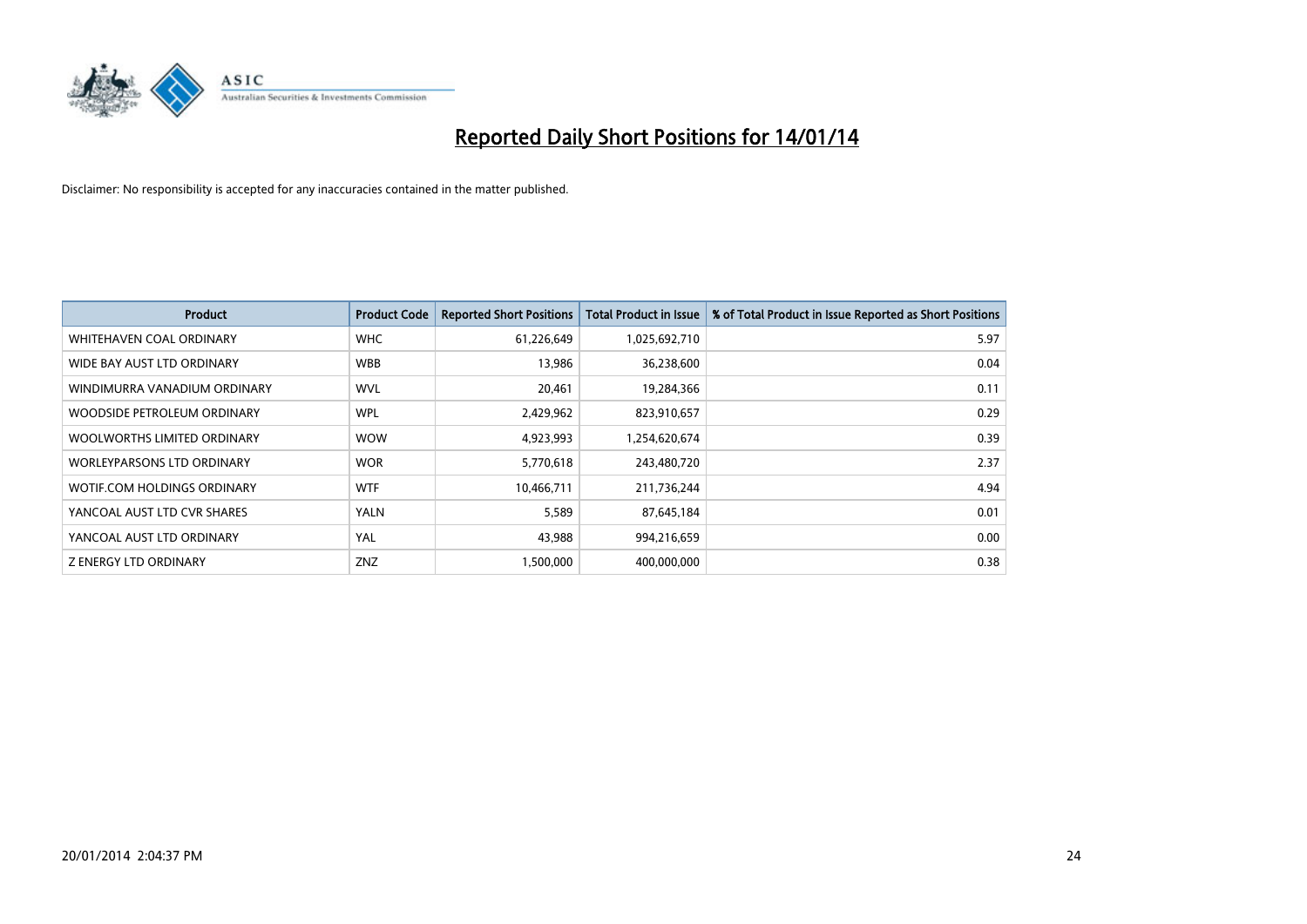# Reported Daily Short Positions for 14/01/14

Disclaimer: No responsibility is accepted for any inaccuracies contained in the matter published.

| Product | Product Code | Reported Short Positions | Total Product in Issue | % of Total Product in Issue Reported as Short Positions |
|---|---|---|---|---|
| WHITEHAVEN COAL ORDINARY | WHC | 61,226,649 | 1,025,692,710 | 5.97 |
| WIDE BAY AUST LTD ORDINARY | WBB | 13,986 | 36,238,600 | 0.04 |
| WINDIMURRA VANADIUM ORDINARY | WVL | 20,461 | 19,284,366 | 0.11 |
| WOODSIDE PETROLEUM ORDINARY | WPL | 2,429,962 | 823,910,657 | 0.29 |
| WOOLWORTHS LIMITED ORDINARY | WOW | 4,923,993 | 1,254,620,674 | 0.39 |
| WORLEYPARSONS LTD ORDINARY | WOR | 5,770,618 | 243,480,720 | 2.37 |
| WOTIF.COM HOLDINGS ORDINARY | WTF | 10,466,711 | 211,736,244 | 4.94 |
| YANCOAL AUST LTD CVR SHARES | YALN | 5,589 | 87,645,184 | 0.01 |
| YANCOAL AUST LTD ORDINARY | YAL | 43,988 | 994,216,659 | 0.00 |
| Z ENERGY LTD ORDINARY | ZNZ | 1,500,000 | 400,000,000 | 0.38 |